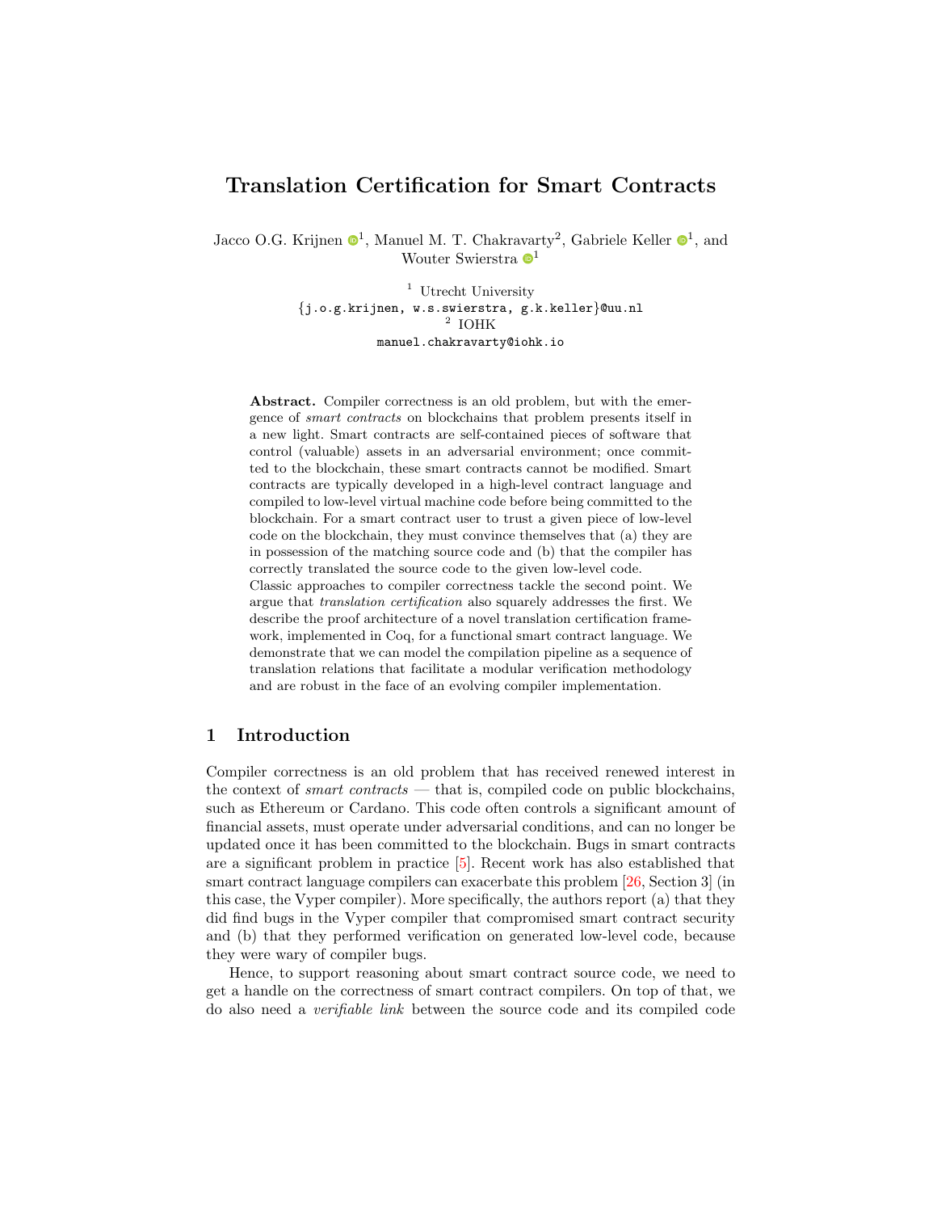# Translation Certification for Smart Contracts

Jacco O.G. Krijnen [1], Manuel M. T. Chakravarty [2], Gabriele Keller [1], and Wouter Swierstra [1]

[1] Utrecht University
{j.o.g.krijnen, w.s.swierstra, g.k.keller}@uu.nl
[2] IOHK
manuel.chakravarty@iohk.io

**Abstract.** Compiler correctness is an old problem, but with the emergence of *smart contracts* on blockchains that problem presents itself in a new light. Smart contracts are self-contained pieces of software that control (valuable) assets in an adversarial environment; once committed to the blockchain, these smart contracts cannot be modified. Smart contracts are typically developed in a high-level contract language and compiled to low-level virtual machine code before being committed to the blockchain. For a smart contract user to trust a given piece of low-level code on the blockchain, they must convince themselves that (a) they are in possession of the matching source code and (b) that the compiler has correctly translated the source code to the given low-level code.
Classic approaches to compiler correctness tackle the second point. We argue that *translation certification* also squarely addresses the first. We describe the proof architecture of a novel translation certification framework, implemented in Coq, for a functional smart contract language. We demonstrate that we can model the compilation pipeline as a sequence of translation relations that facilitate a modular verification methodology and are robust in the face of an evolving compiler implementation.

## 1 Introduction

Compiler correctness is an old problem that has received renewed interest in the context of *smart contracts* — that is, compiled code on public blockchains, such as Ethereum or Cardano. This code often controls a significant amount of financial assets, must operate under adversarial conditions, and can no longer be updated once it has been committed to the blockchain. Bugs in smart contracts are a significant problem in practice [5]. Recent work has also established that smart contract language compilers can exacerbate this problem [26, Section 3] (in this case, the Vyper compiler). More specifically, the authors report (a) that they did find bugs in the Vyper compiler that compromised smart contract security and (b) that they performed verification on generated low-level code, because they were wary of compiler bugs.

Hence, to support reasoning about smart contract source code, we need to get a handle on the correctness of smart contract compilers. On top of that, we do also need a *verifiable link* between the source code and its compiled code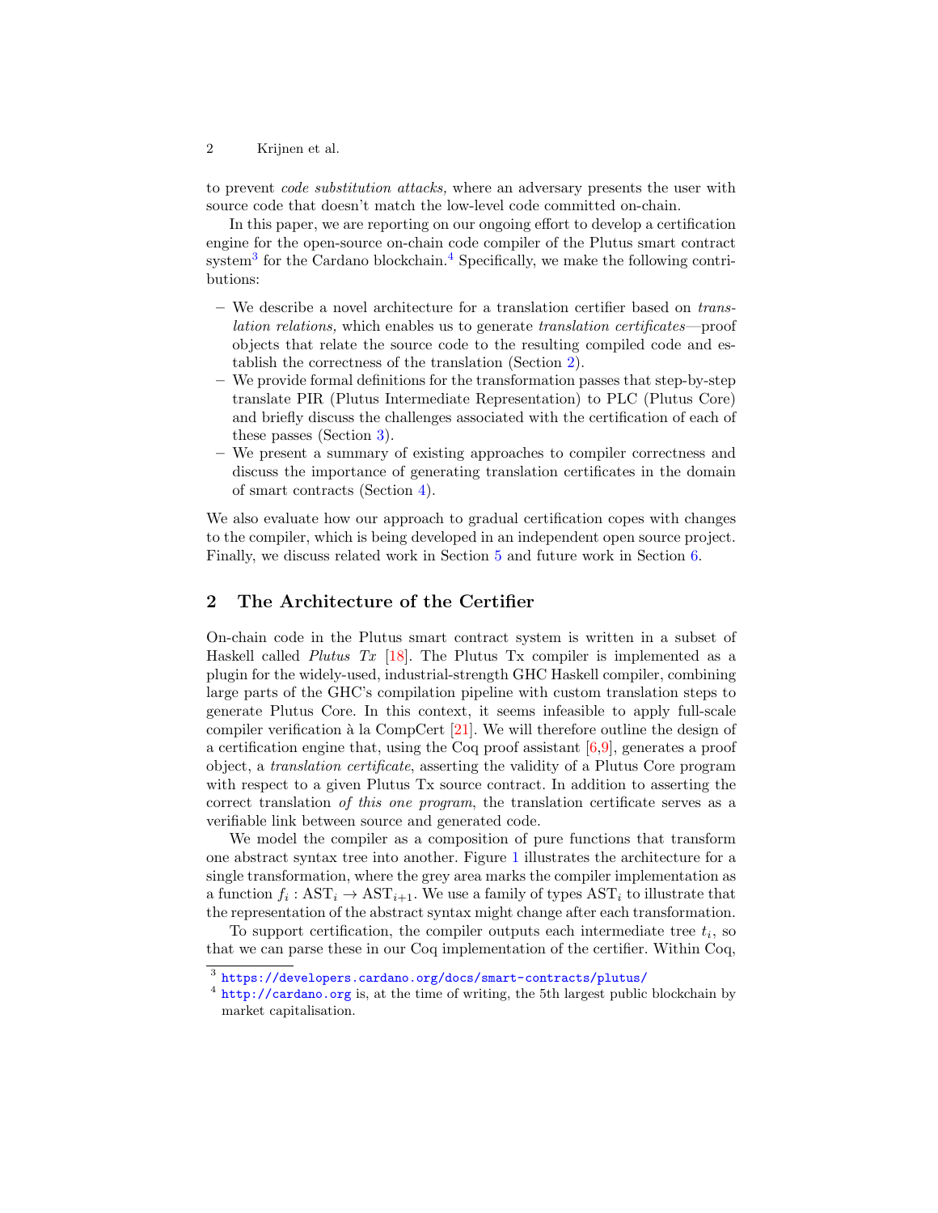to prevent *code substitution attacks,* where an adversary presents the user with source code that doesn't match the low-level code committed on-chain.

In this paper, we are reporting on our ongoing effort to develop a certification engine for the open-source on-chain code compiler of the Plutus smart contract system[3] for the Cardano blockchain.[4] Specifically, we make the following contributions:

- We describe a novel architecture for a translation certifier based on *translation relations,* which enables us to generate *translation certificates*—proof objects that relate the source code to the resulting compiled code and establish the correctness of the translation (Section 2).
- We provide formal definitions for the transformation passes that step-by-step translate PIR (Plutus Intermediate Representation) to PLC (Plutus Core) and briefly discuss the challenges associated with the certification of each of these passes (Section 3).
- We present a summary of existing approaches to compiler correctness and discuss the importance of generating translation certificates in the domain of smart contracts (Section 4).

We also evaluate how our approach to gradual certification copes with changes to the compiler, which is being developed in an independent open source project. Finally, we discuss related work in Section 5 and future work in Section 6.

## 2 The Architecture of the Certifier

On-chain code in the Plutus smart contract system is written in a subset of Haskell called *Plutus Tx* [18]. The Plutus Tx compiler is implemented as a plugin for the widely-used, industrial-strength GHC Haskell compiler, combining large parts of the GHC's compilation pipeline with custom translation steps to generate Plutus Core. In this context, it seems infeasible to apply full-scale compiler verification à la CompCert [21]. We will therefore outline the design of a certification engine that, using the Coq proof assistant [6,9], generates a proof object, a *translation certificate*, asserting the validity of a Plutus Core program with respect to a given Plutus Tx source contract. In addition to asserting the correct translation *of this one program*, the translation certificate serves as a verifiable link between source and generated code.

We model the compiler as a composition of pure functions that transform one abstract syntax tree into another. Figure 1 illustrates the architecture for a single transformation, where the grey area marks the compiler implementation as a function $f_i : \mathrm{AST}_i \to \mathrm{AST}_{i+1}$. We use a family of types $\mathrm{AST}_i$ to illustrate that the representation of the abstract syntax might change after each transformation.

To support certification, the compiler outputs each intermediate tree $t_i$, so that we can parse these in our Coq implementation of the certifier. Within Coq,

[3] https://developers.cardano.org/docs/smart-contracts/plutus/

[4] http://cardano.org is, at the time of writing, the 5th largest public blockchain by market capitalisation.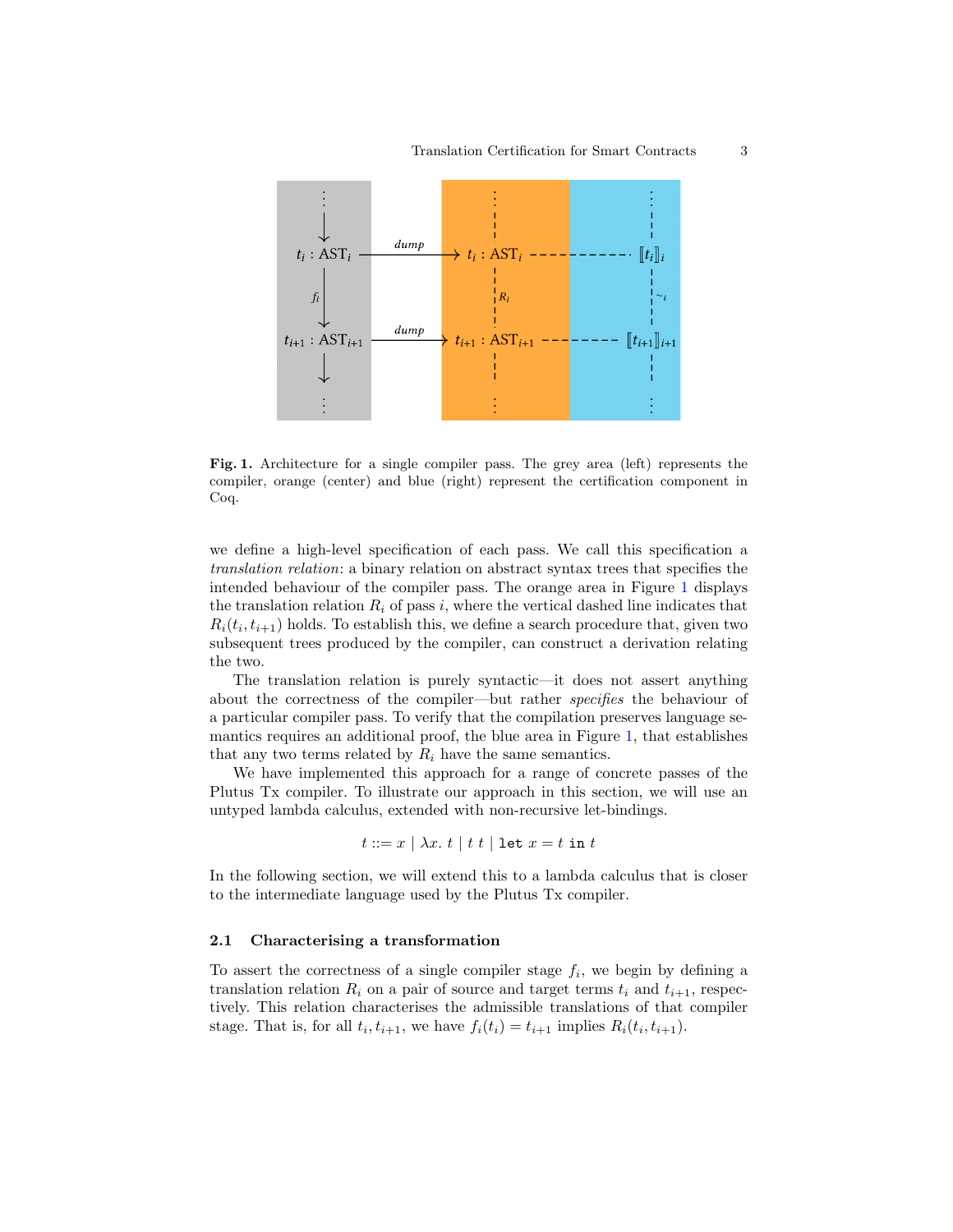**Fig. 1.** Architecture for a single compiler pass. The grey area (left) represents the compiler, orange (center) and blue (right) represent the certification component in Coq.

we define a high-level specification of each pass. We call this specification a *translation relation*: a binary relation on abstract syntax trees that specifies the intended behaviour of the compiler pass. The orange area in Figure 1 displays the translation relation $R_i$ of pass $i$, where the vertical dashed line indicates that $R_i(t_i, t_{i+1})$ holds. To establish this, we define a search procedure that, given two subsequent trees produced by the compiler, can construct a derivation relating the two.

The translation relation is purely syntactic—it does not assert anything about the correctness of the compiler—but rather *specifies* the behaviour of a particular compiler pass. To verify that the compilation preserves language semantics requires an additional proof, the blue area in Figure 1, that establishes that any two terms related by $R_i$ have the same semantics.

We have implemented this approach for a range of concrete passes of the Plutus Tx compiler. To illustrate our approach in this section, we will use an untyped lambda calculus, extended with non-recursive let-bindings.

$$t ::= x \mid \lambda x.\ t \mid t\ t \mid \texttt{let}\ x = t\ \texttt{in}\ t$$

In the following section, we will extend this to a lambda calculus that is closer to the intermediate language used by the Plutus Tx compiler.

### 2.1 Characterising a transformation

To assert the correctness of a single compiler stage $f_i$, we begin by defining a translation relation $R_i$ on a pair of source and target terms $t_i$ and $t_{i+1}$, respectively. This relation characterises the admissible translations of that compiler stage. That is, for all $t_i, t_{i+1}$, we have $f_i(t_i) = t_{i+1}$ implies $R_i(t_i, t_{i+1})$.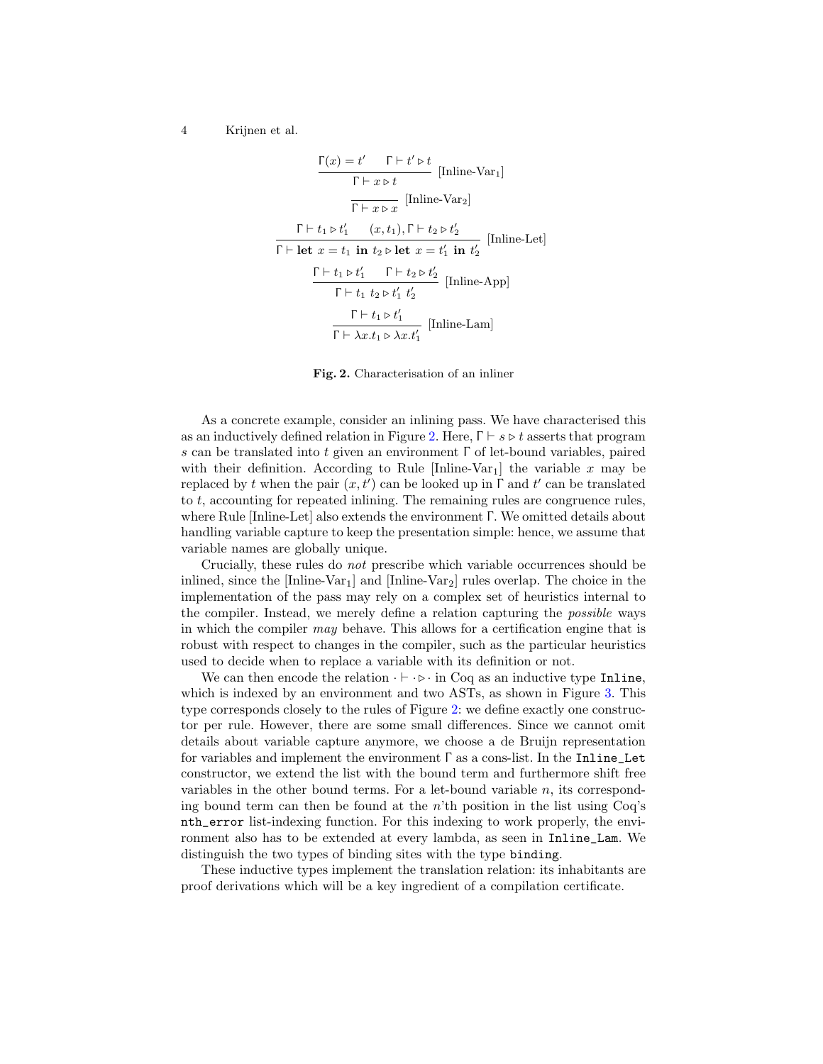$$\frac{\Gamma(x) = t' \qquad \Gamma \vdash t' \triangleright t}{\Gamma \vdash x \triangleright t} \text{ [Inline-Var}_1\text{]}$$

$$\frac{}{\Gamma \vdash x \triangleright x} \text{ [Inline-Var}_2\text{]}$$

$$\frac{\Gamma \vdash t_1 \triangleright t_1' \qquad (x, t_1), \Gamma \vdash t_2 \triangleright t_2'}{\Gamma \vdash \textbf{let } x = t_1 \textbf{ in } t_2 \triangleright \textbf{let } x = t_1' \textbf{ in } t_2'} \text{ [Inline-Let]}$$

$$\frac{\Gamma \vdash t_1 \triangleright t_1' \qquad \Gamma \vdash t_2 \triangleright t_2'}{\Gamma \vdash t_1 \; t_2 \triangleright t_1' \; t_2'} \text{ [Inline-App]}$$

$$\frac{\Gamma \vdash t_1 \triangleright t_1'}{\Gamma \vdash \lambda x.t_1 \triangleright \lambda x.t_1'} \text{ [Inline-Lam]}$$

**Fig. 2.** Characterisation of an inliner

As a concrete example, consider an inlining pass. We have characterised this as an inductively defined relation in Figure 2. Here, $\Gamma \vdash s \triangleright t$ asserts that program $s$ can be translated into $t$ given an environment $\Gamma$ of let-bound variables, paired with their definition. According to Rule [Inline-Var$_1$] the variable $x$ may be replaced by $t$ when the pair $(x, t')$ can be looked up in $\Gamma$ and $t'$ can be translated to $t$, accounting for repeated inlining. The remaining rules are congruence rules, where Rule [Inline-Let] also extends the environment $\Gamma$. We omitted details about handling variable capture to keep the presentation simple: hence, we assume that variable names are globally unique.

Crucially, these rules do *not* prescribe which variable occurrences should be inlined, since the [Inline-Var$_1$] and [Inline-Var$_2$] rules overlap. The choice in the implementation of the pass may rely on a complex set of heuristics internal to the compiler. Instead, we merely define a relation capturing the *possible* ways in which the compiler *may* behave. This allows for a certification engine that is robust with respect to changes in the compiler, such as the particular heuristics used to decide when to replace a variable with its definition or not.

We can then encode the relation $\cdot \vdash \cdot \triangleright \cdot$ in Coq as an inductive type `Inline`, which is indexed by an environment and two ASTs, as shown in Figure 3. This type corresponds closely to the rules of Figure 2: we define exactly one constructor per rule. However, there are some small differences. Since we cannot omit details about variable capture anymore, we choose a de Bruijn representation for variables and implement the environment $\Gamma$ as a cons-list. In the `Inline_Let` constructor, we extend the list with the bound term and furthermore shift free variables in the other bound terms. For a let-bound variable $n$, its corresponding bound term can then be found at the $n$'th position in the list using Coq's `nth_error` list-indexing function. For this indexing to work properly, the environment also has to be extended at every lambda, as seen in `Inline_Lam`. We distinguish the two types of binding sites with the type `binding`.

These inductive types implement the translation relation: its inhabitants are proof derivations which will be a key ingredient of a compilation certificate.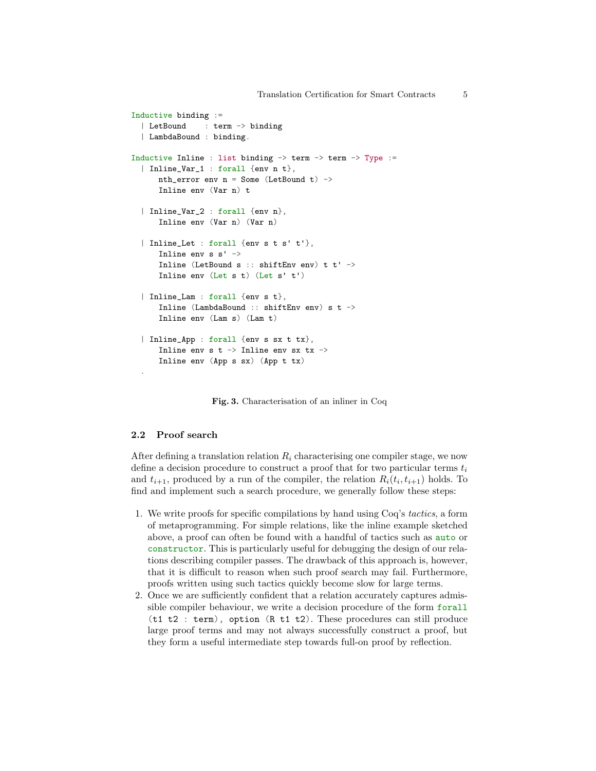```
Inductive binding :=
  | LetBound    : term -> binding
  | LambdaBound : binding.

Inductive Inline : list binding -> term -> term -> Type :=
  | Inline_Var_1 : forall {env n t},
      nth_error env n = Some (LetBound t) ->
      Inline env (Var n) t

  | Inline_Var_2 : forall {env n},
      Inline env (Var n) (Var n)

  | Inline_Let : forall {env s t s' t'},
      Inline env s s' ->
      Inline (LetBound s :: shiftEnv env) t t' ->
      Inline env (Let s t) (Let s' t')

  | Inline_Lam : forall {env s t},
      Inline (LambdaBound :: shiftEnv env) s t ->
      Inline env (Lam s) (Lam t)

  | Inline_App : forall {env s sx t tx},
      Inline env s t -> Inline env sx tx ->
      Inline env (App s sx) (App t tx)
  .
```

**Fig. 3.** Characterisation of an inliner in Coq

### 2.2 Proof search

After defining a translation relation $R_i$ characterising one compiler stage, we now define a decision procedure to construct a proof that for two particular terms $t_i$ and $t_{i+1}$, produced by a run of the compiler, the relation $R_i(t_i, t_{i+1})$ holds. To find and implement such a search procedure, we generally follow these steps:

1. We write proofs for specific compilations by hand using Coq's *tactics*, a form of metaprogramming. For simple relations, like the inline example sketched above, a proof can often be found with a handful of tactics such as `auto` or `constructor`. This is particularly useful for debugging the design of our relations describing compiler passes. The drawback of this approach is, however, that it is difficult to reason when such proof search may fail. Furthermore, proofs written using such tactics quickly become slow for large terms.
2. Once we are sufficiently confident that a relation accurately captures admissible compiler behaviour, we write a decision procedure of the form `forall (t1 t2 : term), option (R t1 t2)`. These procedures can still produce large proof terms and may not always successfully construct a proof, but they form a useful intermediate step towards full-on proof by reflection.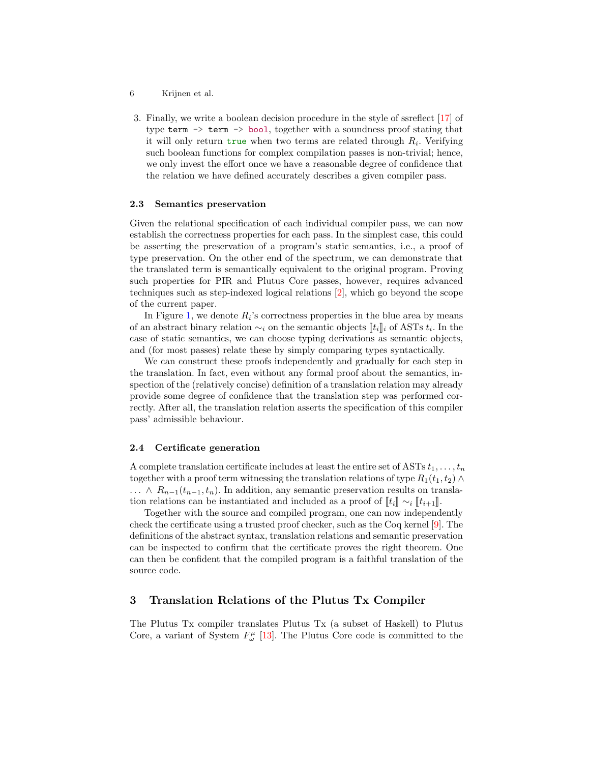3. Finally, we write a boolean decision procedure in the style of ssreflect [17] of type `term -> term -> bool`, together with a soundness proof stating that it will only return `true` when two terms are related through $R_i$. Verifying such boolean functions for complex compilation passes is non-trivial; hence, we only invest the effort once we have a reasonable degree of confidence that the relation we have defined accurately describes a given compiler pass.

### 2.3 Semantics preservation

Given the relational specification of each individual compiler pass, we can now establish the correctness properties for each pass. In the simplest case, this could be asserting the preservation of a program's static semantics, i.e., a proof of type preservation. On the other end of the spectrum, we can demonstrate that the translated term is semantically equivalent to the original program. Proving such properties for PIR and Plutus Core passes, however, requires advanced techniques such as step-indexed logical relations [2], which go beyond the scope of the current paper.

In Figure 1, we denote $R_i$'s correctness properties in the blue area by means of an abstract binary relation $\sim_i$ on the semantic objects $[\![t_i]\!]_i$ of ASTs $t_i$. In the case of static semantics, we can choose typing derivations as semantic objects, and (for most passes) relate these by simply comparing types syntactically.

We can construct these proofs independently and gradually for each step in the translation. In fact, even without any formal proof about the semantics, inspection of the (relatively concise) definition of a translation relation may already provide some degree of confidence that the translation step was performed correctly. After all, the translation relation asserts the specification of this compiler pass' admissible behaviour.

### 2.4 Certificate generation

A complete translation certificate includes at least the entire set of ASTs $t_1, \ldots, t_n$ together with a proof term witnessing the translation relations of type $R_1(t_1, t_2) \wedge \ldots \wedge R_{n-1}(t_{n-1}, t_n)$. In addition, any semantic preservation results on translation relations can be instantiated and included as a proof of $[\![t_i]\!] \sim_i [\![t_{i+1}]\!]$.

Together with the source and compiled program, one can now independently check the certificate using a trusted proof checker, such as the Coq kernel [9]. The definitions of the abstract syntax, translation relations and semantic preservation can be inspected to confirm that the certificate proves the right theorem. One can then be confident that the compiled program is a faithful translation of the source code.

## 3 Translation Relations of the Plutus Tx Compiler

The Plutus Tx compiler translates Plutus Tx (a subset of Haskell) to Plutus Core, a variant of System $F^{\mu}_{\omega}$ [13]. The Plutus Core code is committed to the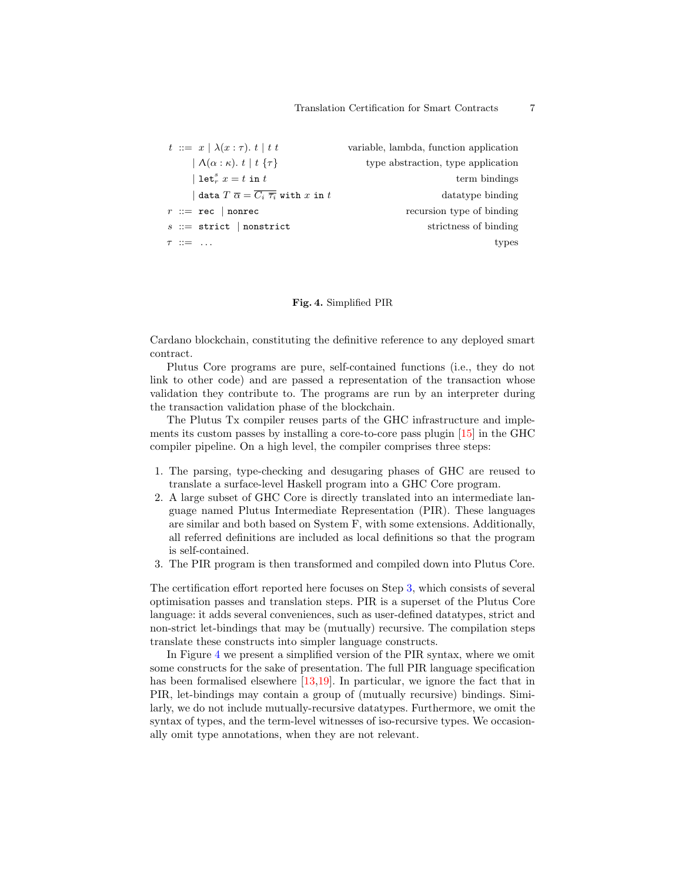$$
\begin{array}{llr}
t & ::= \; x \mid \lambda(x:\tau).\ t \mid t\ t & \text{variable, lambda, function application} \\
 & \mid \Lambda(\alpha:\kappa).\ t \mid t\ \{\tau\} & \text{type abstraction, type application} \\
 & \mid \texttt{let}^{s}_{r}\ x = t\ \texttt{in}\ t & \text{term bindings} \\
 & \mid \texttt{data}\ T\ \overline{\alpha} = \overline{C_i\ \overline{\tau_i}}\ \texttt{with}\ x\ \texttt{in}\ t & \text{datatype binding} \\
r & ::= \; \texttt{rec} \mid \texttt{nonrec} & \text{recursion type of binding} \\
s & ::= \; \texttt{strict} \mid \texttt{nonstrict} & \text{strictness of binding} \\
\tau & ::= \; \ldots & \text{types}
\end{array}
$$

**Fig. 4.** Simplified PIR

Cardano blockchain, constituting the definitive reference to any deployed smart contract.

Plutus Core programs are pure, self-contained functions (i.e., they do not link to other code) and are passed a representation of the transaction whose validation they contribute to. The programs are run by an interpreter during the transaction validation phase of the blockchain.

The Plutus Tx compiler reuses parts of the GHC infrastructure and implements its custom passes by installing a core-to-core pass plugin [15] in the GHC compiler pipeline. On a high level, the compiler comprises three steps:

1. The parsing, type-checking and desugaring phases of GHC are reused to translate a surface-level Haskell program into a GHC Core program.
2. A large subset of GHC Core is directly translated into an intermediate language named Plutus Intermediate Representation (PIR). These languages are similar and both based on System F, with some extensions. Additionally, all referred definitions are included as local definitions so that the program is self-contained.
3. The PIR program is then transformed and compiled down into Plutus Core.

The certification effort reported here focuses on Step 3, which consists of several optimisation passes and translation steps. PIR is a superset of the Plutus Core language: it adds several conveniences, such as user-defined datatypes, strict and non-strict let-bindings that may be (mutually) recursive. The compilation steps translate these constructs into simpler language constructs.

In Figure 4 we present a simplified version of the PIR syntax, where we omit some constructs for the sake of presentation. The full PIR language specification has been formalised elsewhere [13,19]. In particular, we ignore the fact that in PIR, let-bindings may contain a group of (mutually recursive) bindings. Similarly, we do not include mutually-recursive datatypes. Furthermore, we omit the syntax of types, and the term-level witnesses of iso-recursive types. We occasionally omit type annotations, when they are not relevant.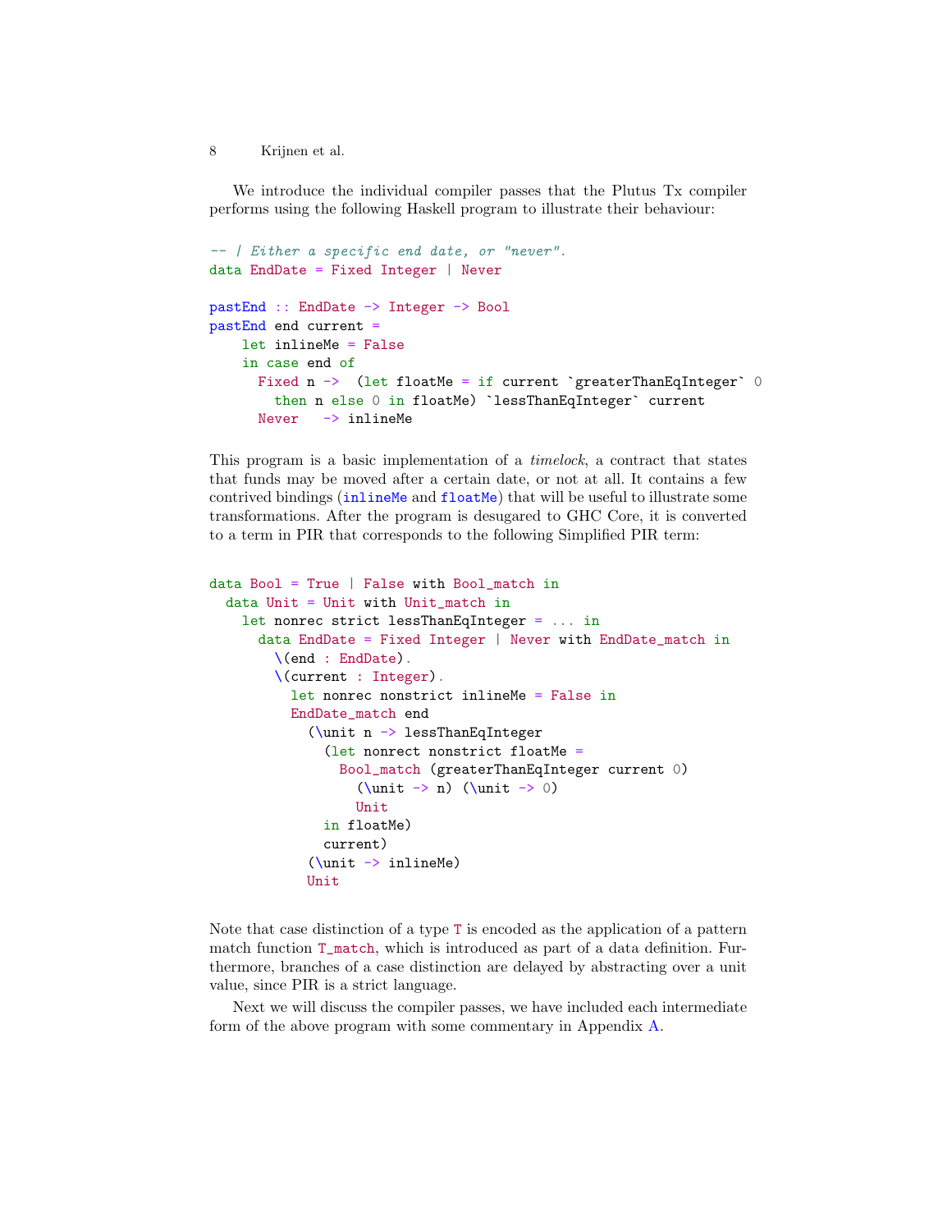We introduce the individual compiler passes that the Plutus Tx compiler performs using the following Haskell program to illustrate their behaviour:

```
-- | Either a specific end date, or "never".
data EndDate = Fixed Integer | Never

pastEnd :: EndDate -> Integer -> Bool
pastEnd end current =
    let inlineMe = False
    in case end of
      Fixed n ->  (let floatMe = if current `greaterThanEqInteger` 0
        then n else 0 in floatMe) `lessThanEqInteger` current
      Never   -> inlineMe
```

This program is a basic implementation of a *timelock*, a contract that states that funds may be moved after a certain date, or not at all. It contains a few contrived bindings (inlineMe and floatMe) that will be useful to illustrate some transformations. After the program is desugared to GHC Core, it is converted to a term in PIR that corresponds to the following Simplified PIR term:

```
data Bool = True | False with Bool_match in
  data Unit = Unit with Unit_match in
    let nonrec strict lessThanEqInteger = ... in
      data EndDate = Fixed Integer | Never with EndDate_match in
        \(end : EndDate).
        \(current : Integer).
          let nonrec nonstrict inlineMe = False in
          EndDate_match end
            (\unit n -> lessThanEqInteger
              (let nonrect nonstrict floatMe =
                Bool_match (greaterThanEqInteger current 0)
                  (\unit -> n) (\unit -> 0)
                  Unit
              in floatMe)
              current)
            (\unit -> inlineMe)
            Unit
```

Note that case distinction of a type T is encoded as the application of a pattern match function T_match, which is introduced as part of a data definition. Furthermore, branches of a case distinction are delayed by abstracting over a unit value, since PIR is a strict language.

Next we will discuss the compiler passes, we have included each intermediate form of the above program with some commentary in Appendix A.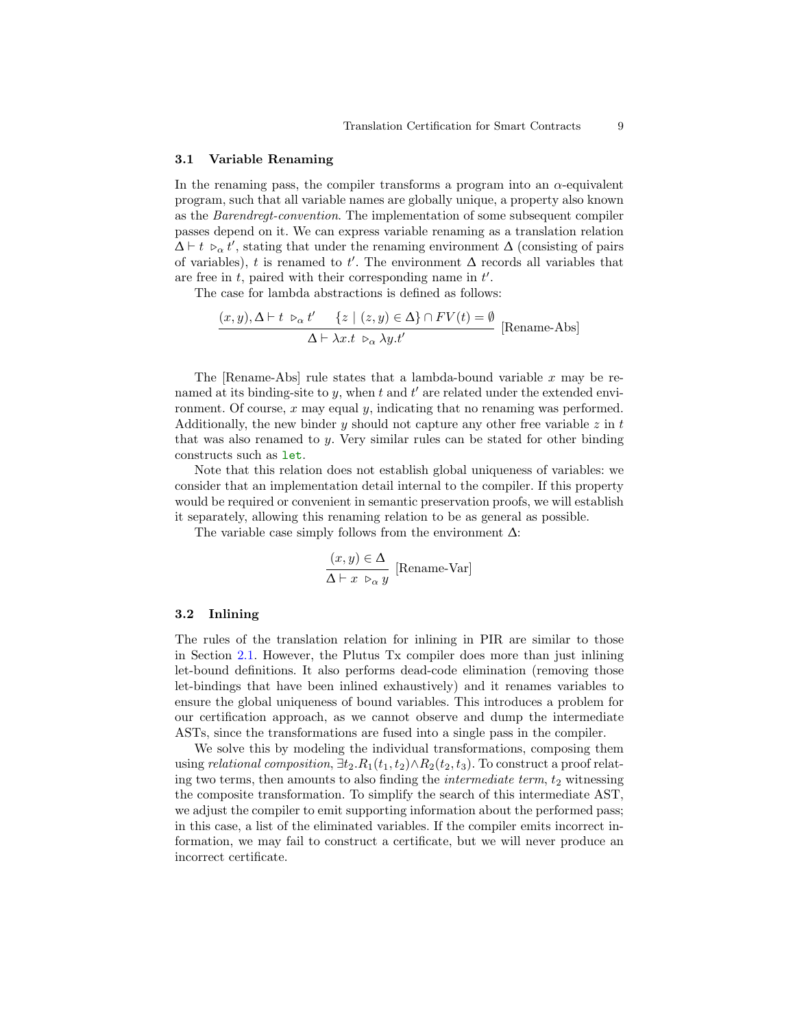### 3.1 Variable Renaming

In the renaming pass, the compiler transforms a program into an $\alpha$-equivalent program, such that all variable names are globally unique, a property also known as the *Barendregt-convention*. The implementation of some subsequent compiler passes depend on it. We can express variable renaming as a translation relation $\Delta \vdash t \ \triangleright_\alpha t'$, stating that under the renaming environment $\Delta$ (consisting of pairs of variables), $t$ is renamed to $t'$. The environment $\Delta$ records all variables that are free in $t$, paired with their corresponding name in $t'$.

The case for lambda abstractions is defined as follows:

$$\frac{(x, y), \Delta \vdash t \ \triangleright_\alpha t' \qquad \{z \mid (z, y) \in \Delta\} \cap FV(t) = \emptyset}{\Delta \vdash \lambda x.t \ \triangleright_\alpha \lambda y.t'} \text{ [Rename-Abs]}$$

The [Rename-Abs] rule states that a lambda-bound variable $x$ may be renamed at its binding-site to $y$, when $t$ and $t'$ are related under the extended environment. Of course, $x$ may equal $y$, indicating that no renaming was performed. Additionally, the new binder $y$ should not capture any other free variable $z$ in $t$ that was also renamed to $y$. Very similar rules can be stated for other binding constructs such as `let`.

Note that this relation does not establish global uniqueness of variables: we consider that an implementation detail internal to the compiler. If this property would be required or convenient in semantic preservation proofs, we will establish it separately, allowing this renaming relation to be as general as possible.

The variable case simply follows from the environment $\Delta$:

$$\frac{(x, y) \in \Delta}{\Delta \vdash x \ \triangleright_\alpha y} \text{ [Rename-Var]}$$

### 3.2 Inlining

The rules of the translation relation for inlining in PIR are similar to those in Section 2.1. However, the Plutus Tx compiler does more than just inlining let-bound definitions. It also performs dead-code elimination (removing those let-bindings that have been inlined exhaustively) and it renames variables to ensure the global uniqueness of bound variables. This introduces a problem for our certification approach, as we cannot observe and dump the intermediate ASTs, since the transformations are fused into a single pass in the compiler.

We solve this by modeling the individual transformations, composing them using *relational composition*, $\exists t_2 . R_1(t_1, t_2) \wedge R_2(t_2, t_3)$. To construct a proof relating two terms, then amounts to also finding the *intermediate term*, $t_2$ witnessing the composite transformation. To simplify the search of this intermediate AST, we adjust the compiler to emit supporting information about the performed pass; in this case, a list of the eliminated variables. If the compiler emits incorrect information, we may fail to construct a certificate, but we will never produce an incorrect certificate.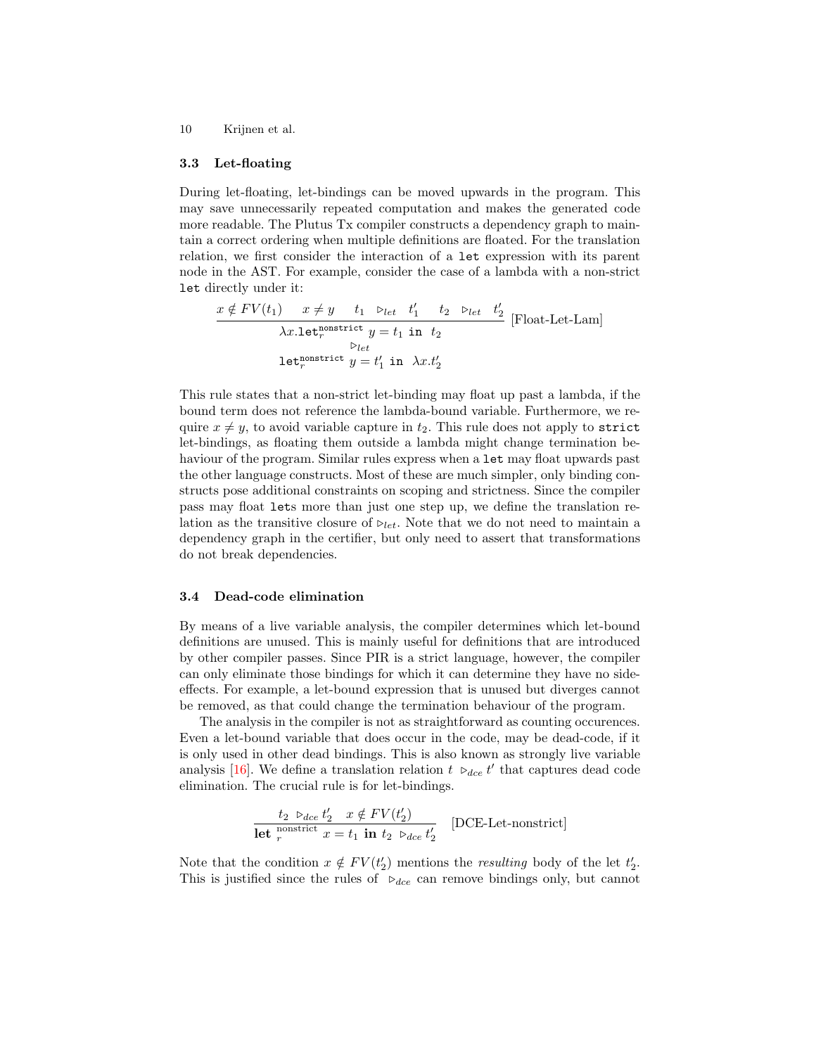### 3.3 Let-floating

During let-floating, let-bindings can be moved upwards in the program. This may save unnecessarily repeated computation and makes the generated code more readable. The Plutus Tx compiler constructs a dependency graph to maintain a correct ordering when multiple definitions are floated. For the translation relation, we first consider the interaction of a `let` expression with its parent node in the AST. For example, consider the case of a lambda with a non-strict `let` directly under it:

$$\frac{x \notin FV(t_1) \quad x \neq y \quad t_1 \ \triangleright_{let} \ t_1' \quad t_2 \ \triangleright_{let} \ t_2'}{\begin{array}{c}\lambda x.\mathtt{let}_r^{\mathtt{nonstrict}}\ y = t_1 \ \mathtt{in} \ \ t_2 \\ \triangleright_{let} \\ \mathtt{let}_r^{\mathtt{nonstrict}}\ y = t_1' \ \mathtt{in} \ \ \lambda x.t_2' \end{array}} \text{[Float-Let-Lam]}$$

This rule states that a non-strict let-binding may float up past a lambda, if the bound term does not reference the lambda-bound variable. Furthermore, we require $x \neq y$, to avoid variable capture in $t_2$. This rule does not apply to `strict` let-bindings, as floating them outside a lambda might change termination behaviour of the program. Similar rules express when a `let` may float upwards past the other language constructs. Most of these are much simpler, only binding constructs pose additional constraints on scoping and strictness. Since the compiler pass may float `let`s more than just one step up, we define the translation relation as the transitive closure of $\triangleright_{let}$. Note that we do not need to maintain a dependency graph in the certifier, but only need to assert that transformations do not break dependencies.

### 3.4 Dead-code elimination

By means of a live variable analysis, the compiler determines which let-bound definitions are unused. This is mainly useful for definitions that are introduced by other compiler passes. Since PIR is a strict language, however, the compiler can only eliminate those bindings for which it can determine they have no side-effects. For example, a let-bound expression that is unused but diverges cannot be removed, as that could change the termination behaviour of the program.

The analysis in the compiler is not as straightforward as counting occurences. Even a let-bound variable that does occur in the code, may be dead-code, if it is only used in other dead bindings. This is also known as strongly live variable analysis [16]. We define a translation relation $t \ \triangleright_{dce} t'$ that captures dead code elimination. The crucial rule is for let-bindings.

$$\frac{t_2 \ \triangleright_{dce} t_2' \quad x \notin FV(t_2')}{\mathbf{let}\ _r^{\text{nonstrict}}\ x = t_1 \ \mathbf{in} \ t_2 \ \triangleright_{dce} t_2'} \quad \text{[DCE-Let-nonstrict]}$$

Note that the condition $x \notin FV(t_2')$ mentions the *resulting* body of the let $t_2'$. This is justified since the rules of $\triangleright_{dce}$ can remove bindings only, but cannot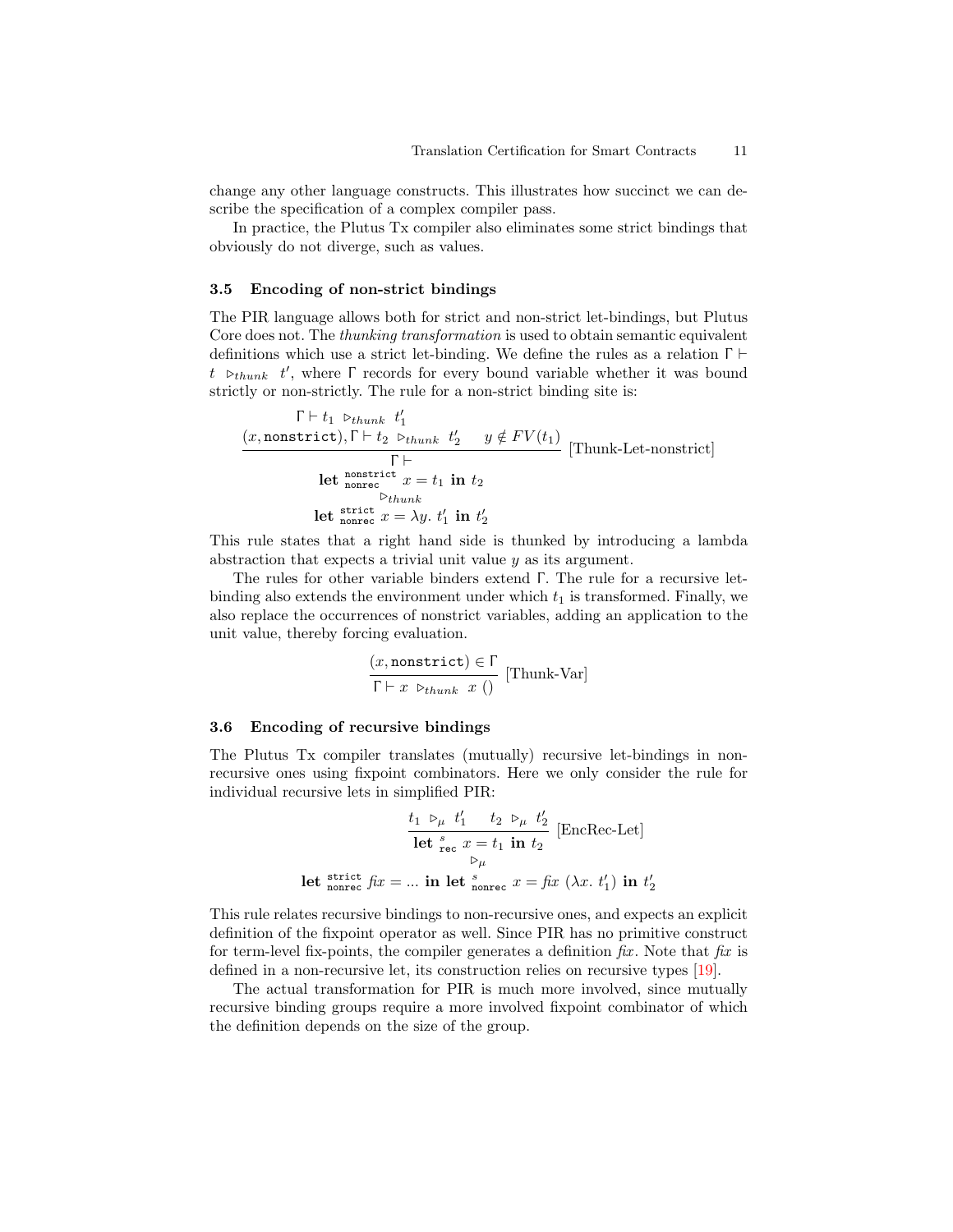change any other language constructs. This illustrates how succinct we can describe the specification of a complex compiler pass.

In practice, the Plutus Tx compiler also eliminates some strict bindings that obviously do not diverge, such as values.

### 3.5 Encoding of non-strict bindings

The PIR language allows both for strict and non-strict let-bindings, but Plutus Core does not. The *thunking transformation* is used to obtain semantic equivalent definitions which use a strict let-binding. We define the rules as a relation $\Gamma \vdash t \ \triangleright_{thunk} \ t'$, where $\Gamma$ records for every bound variable whether it was bound strictly or non-strictly. The rule for a non-strict binding site is:

$$\frac{\begin{array}{c}\Gamma \vdash t_1 \ \triangleright_{thunk} \ t_1' \\ (x, \texttt{nonstrict}), \Gamma \vdash t_2 \ \triangleright_{thunk} \ t_2' \quad y \notin FV(t_1)\end{array}}{\begin{array}{c}\Gamma \vdash \\ \textbf{let} \ {}^{\texttt{nonstrict}}_{\texttt{nonrec}} \ x = t_1 \ \textbf{in} \ t_2 \\ \triangleright_{thunk} \\ \textbf{let} \ {}^{\texttt{strict}}_{\texttt{nonrec}} \ x = \lambda y. \ t_1' \ \textbf{in} \ t_2'\end{array}} \text{[Thunk-Let-nonstrict]}$$

This rule states that a right hand side is thunked by introducing a lambda abstraction that expects a trivial unit value $y$ as its argument.

The rules for other variable binders extend $\Gamma$. The rule for a recursive let-binding also extends the environment under which $t_1$ is transformed. Finally, we also replace the occurrences of nonstrict variables, adding an application to the unit value, thereby forcing evaluation.

$$\frac{(x, \texttt{nonstrict}) \in \Gamma}{\Gamma \vdash x \ \triangleright_{thunk} \ x \ ()} \text{[Thunk-Var]}$$

### 3.6 Encoding of recursive bindings

The Plutus Tx compiler translates (mutually) recursive let-bindings in non-recursive ones using fixpoint combinators. Here we only consider the rule for individual recursive lets in simplified PIR:

$$\frac{t_1 \ \triangleright_{\mu} \ t_1' \qquad t_2 \ \triangleright_{\mu} \ t_2'}{\begin{array}{c}\textbf{let} \ {}^{s}_{\texttt{rec}} \ x = t_1 \ \textbf{in} \ t_2 \\ \triangleright_{\mu} \\ \textbf{let} \ {}^{\texttt{strict}}_{\texttt{nonrec}} \ \mathit{fix} = \ldots \ \textbf{in} \ \textbf{let} \ {}^{s}_{\texttt{nonrec}} \ x = \mathit{fix} \ (\lambda x. \ t_1') \ \textbf{in} \ t_2'\end{array}} \text{[EncRec-Let]}$$

This rule relates recursive bindings to non-recursive ones, and expects an explicit definition of the fixpoint operator as well. Since PIR has no primitive construct for term-level fix-points, the compiler generates a definition *fix*. Note that *fix* is defined in a non-recursive let, its construction relies on recursive types [19].

The actual transformation for PIR is much more involved, since mutually recursive binding groups require a more involved fixpoint combinator of which the definition depends on the size of the group.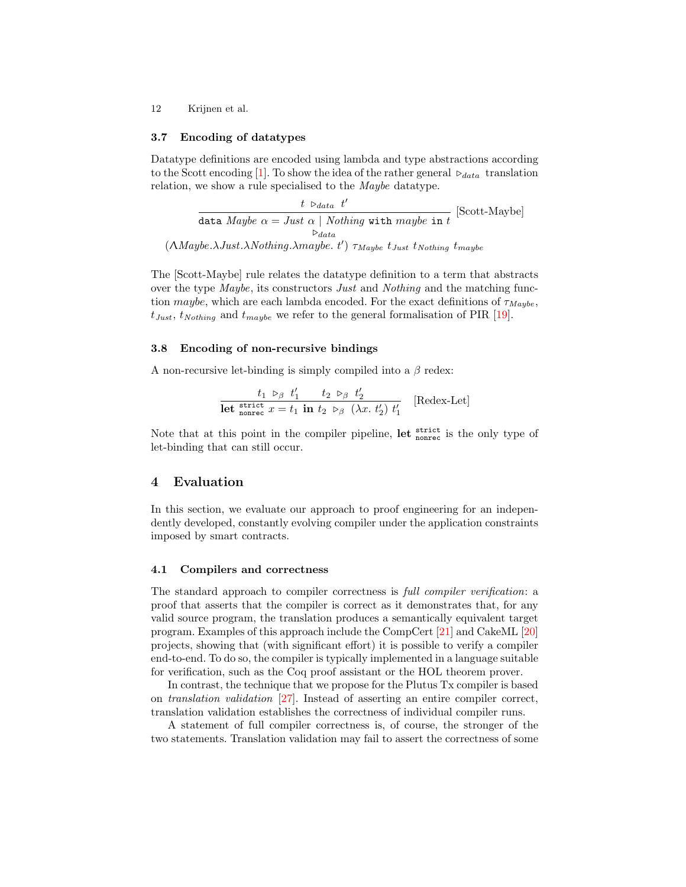### 3.7 Encoding of datatypes

Datatype definitions are encoded using lambda and type abstractions according to the Scott encoding [1]. To show the idea of the rather general $\triangleright_{data}$ translation relation, we show a rule specialised to the *Maybe* datatype.

$$\frac{t \;\triangleright_{data}\; t'}{\begin{array}{c}\texttt{data}\ \mathit{Maybe}\ \alpha = \mathit{Just}\ \alpha \mid \mathit{Nothing}\ \texttt{with}\ \mathit{maybe}\ \texttt{in}\ t \\ \triangleright_{data} \\ (\Lambda \mathit{Maybe}.\lambda \mathit{Just}.\lambda \mathit{Nothing}.\lambda \mathit{maybe}.\ t')\ \tau_{\mathit{Maybe}}\ t_{\mathit{Just}}\ t_{\mathit{Nothing}}\ t_{\mathit{maybe}}\end{array}}\ \text{[Scott-Maybe]}$$

The [Scott-Maybe] rule relates the datatype definition to a term that abstracts over the type *Maybe*, its constructors *Just* and *Nothing* and the matching function *maybe*, which are each lambda encoded. For the exact definitions of $\tau_{\mathit{Maybe}}$, $t_{\mathit{Just}}$, $t_{\mathit{Nothing}}$ and $t_{\mathit{maybe}}$ we refer to the general formalisation of PIR [19].

### 3.8 Encoding of non-recursive bindings

A non-recursive let-binding is simply compiled into a $\beta$ redex:

$$\frac{t_1 \;\triangleright_\beta\; t_1' \qquad t_2 \;\triangleright_\beta\; t_2'}{\textbf{let}\ {}^{\texttt{strict}}_{\texttt{nonrec}}\ x = t_1\ \textbf{in}\ t_2 \;\triangleright_\beta\; (\lambda x.\ t_2')\ t_1'}\quad \text{[Redex-Let]}$$

Note that at this point in the compiler pipeline, $\textbf{let}\ {}^{\texttt{strict}}_{\texttt{nonrec}}$ is the only type of let-binding that can still occur.

## 4 Evaluation

In this section, we evaluate our approach to proof engineering for an independently developed, constantly evolving compiler under the application constraints imposed by smart contracts.

### 4.1 Compilers and correctness

The standard approach to compiler correctness is *full compiler verification*: a proof that asserts that the compiler is correct as it demonstrates that, for any valid source program, the translation produces a semantically equivalent target program. Examples of this approach include the CompCert [21] and CakeML [20] projects, showing that (with significant effort) it is possible to verify a compiler end-to-end. To do so, the compiler is typically implemented in a language suitable for verification, such as the Coq proof assistant or the HOL theorem prover.

In contrast, the technique that we propose for the Plutus Tx compiler is based on *translation validation* [27]. Instead of asserting an entire compiler correct, translation validation establishes the correctness of individual compiler runs.

A statement of full compiler correctness is, of course, the stronger of the two statements. Translation validation may fail to assert the correctness of some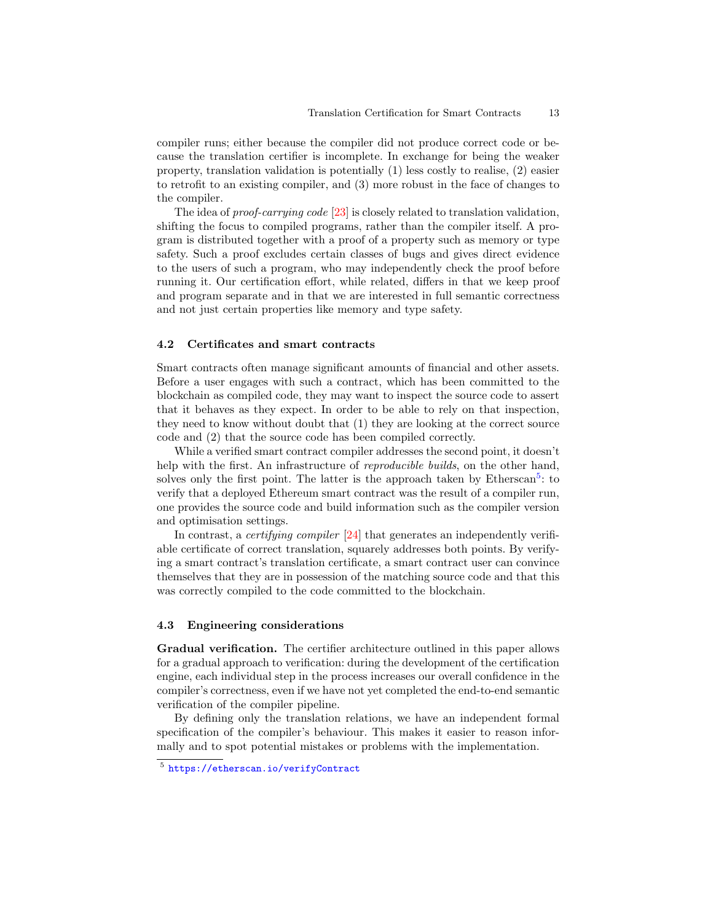compiler runs; either because the compiler did not produce correct code or because the translation certifier is incomplete. In exchange for being the weaker property, translation validation is potentially (1) less costly to realise, (2) easier to retrofit to an existing compiler, and (3) more robust in the face of changes to the compiler.

The idea of *proof-carrying code* [23] is closely related to translation validation, shifting the focus to compiled programs, rather than the compiler itself. A program is distributed together with a proof of a property such as memory or type safety. Such a proof excludes certain classes of bugs and gives direct evidence to the users of such a program, who may independently check the proof before running it. Our certification effort, while related, differs in that we keep proof and program separate and in that we are interested in full semantic correctness and not just certain properties like memory and type safety.

### 4.2 Certificates and smart contracts

Smart contracts often manage significant amounts of financial and other assets. Before a user engages with such a contract, which has been committed to the blockchain as compiled code, they may want to inspect the source code to assert that it behaves as they expect. In order to be able to rely on that inspection, they need to know without doubt that (1) they are looking at the correct source code and (2) that the source code has been compiled correctly.

While a verified smart contract compiler addresses the second point, it doesn't help with the first. An infrastructure of *reproducible builds*, on the other hand, solves only the first point. The latter is the approach taken by Etherscan[5]: to verify that a deployed Ethereum smart contract was the result of a compiler run, one provides the source code and build information such as the compiler version and optimisation settings.

In contrast, a *certifying compiler* [24] that generates an independently verifiable certificate of correct translation, squarely addresses both points. By verifying a smart contract's translation certificate, a smart contract user can convince themselves that they are in possession of the matching source code and that this was correctly compiled to the code committed to the blockchain.

### 4.3 Engineering considerations

**Gradual verification.** The certifier architecture outlined in this paper allows for a gradual approach to verification: during the development of the certification engine, each individual step in the process increases our overall confidence in the compiler's correctness, even if we have not yet completed the end-to-end semantic verification of the compiler pipeline.

By defining only the translation relations, we have an independent formal specification of the compiler's behaviour. This makes it easier to reason informally and to spot potential mistakes or problems with the implementation.

[5] https://etherscan.io/verifyContract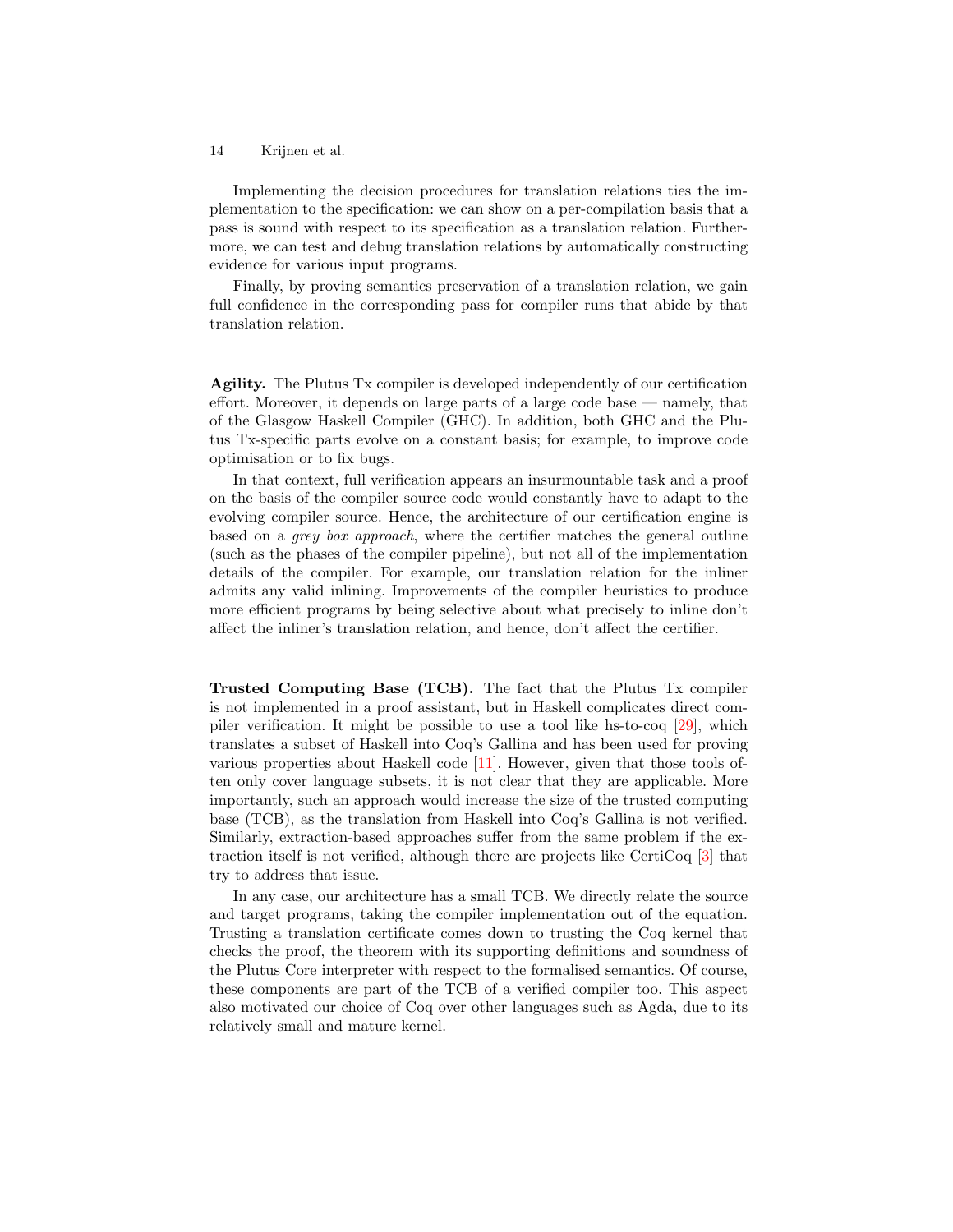Implementing the decision procedures for translation relations ties the implementation to the specification: we can show on a per-compilation basis that a pass is sound with respect to its specification as a translation relation. Furthermore, we can test and debug translation relations by automatically constructing evidence for various input programs.

Finally, by proving semantics preservation of a translation relation, we gain full confidence in the corresponding pass for compiler runs that abide by that translation relation.

**Agility.** The Plutus Tx compiler is developed independently of our certification effort. Moreover, it depends on large parts of a large code base — namely, that of the Glasgow Haskell Compiler (GHC). In addition, both GHC and the Plutus Tx-specific parts evolve on a constant basis; for example, to improve code optimisation or to fix bugs.

In that context, full verification appears an insurmountable task and a proof on the basis of the compiler source code would constantly have to adapt to the evolving compiler source. Hence, the architecture of our certification engine is based on a *grey box approach*, where the certifier matches the general outline (such as the phases of the compiler pipeline), but not all of the implementation details of the compiler. For example, our translation relation for the inliner admits any valid inlining. Improvements of the compiler heuristics to produce more efficient programs by being selective about what precisely to inline don't affect the inliner's translation relation, and hence, don't affect the certifier.

**Trusted Computing Base (TCB).** The fact that the Plutus Tx compiler is not implemented in a proof assistant, but in Haskell complicates direct compiler verification. It might be possible to use a tool like hs-to-coq [29], which translates a subset of Haskell into Coq's Gallina and has been used for proving various properties about Haskell code [11]. However, given that those tools often only cover language subsets, it is not clear that they are applicable. More importantly, such an approach would increase the size of the trusted computing base (TCB), as the translation from Haskell into Coq's Gallina is not verified. Similarly, extraction-based approaches suffer from the same problem if the extraction itself is not verified, although there are projects like CertiCoq [3] that try to address that issue.

In any case, our architecture has a small TCB. We directly relate the source and target programs, taking the compiler implementation out of the equation. Trusting a translation certificate comes down to trusting the Coq kernel that checks the proof, the theorem with its supporting definitions and soundness of the Plutus Core interpreter with respect to the formalised semantics. Of course, these components are part of the TCB of a verified compiler too. This aspect also motivated our choice of Coq over other languages such as Agda, due to its relatively small and mature kernel.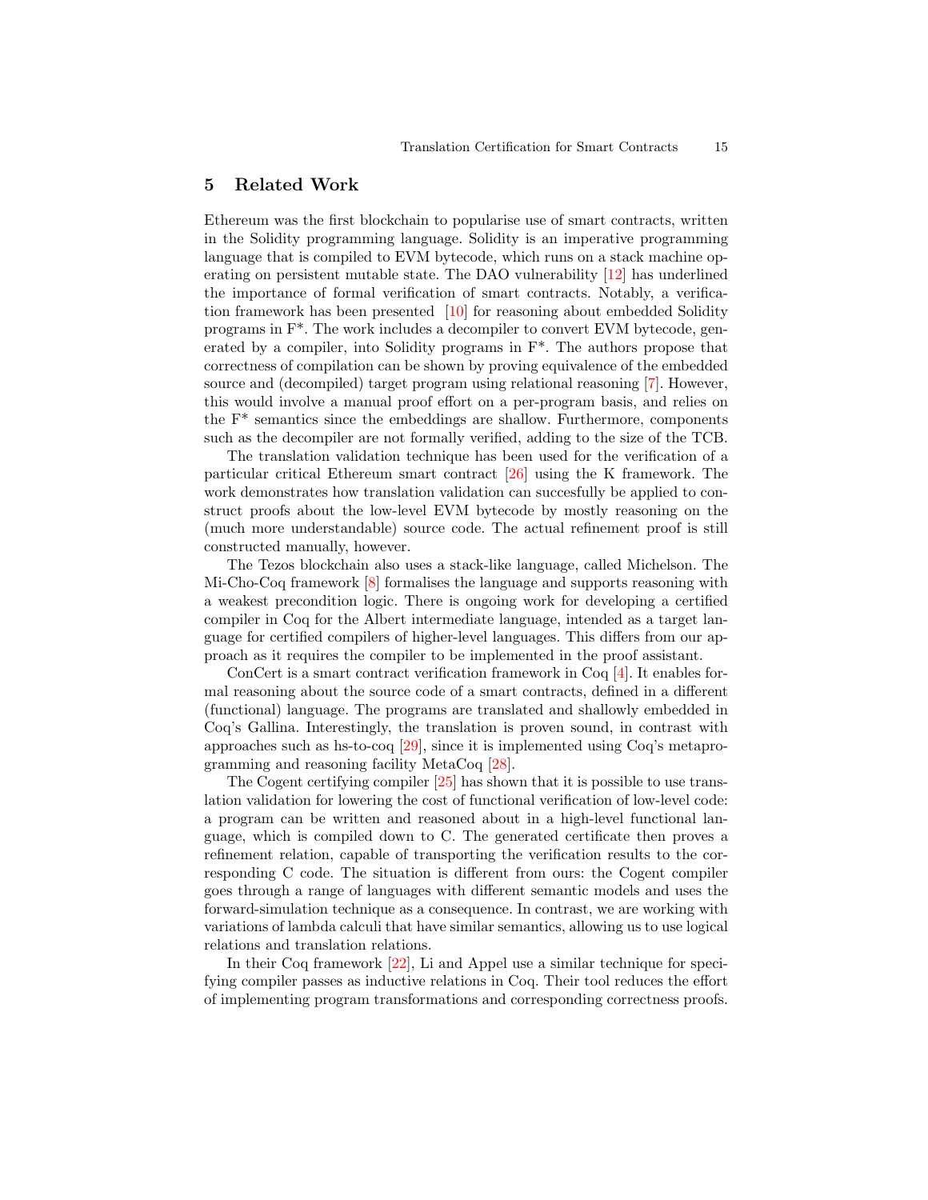## 5 Related Work

Ethereum was the first blockchain to popularise use of smart contracts, written in the Solidity programming language. Solidity is an imperative programming language that is compiled to EVM bytecode, which runs on a stack machine operating on persistent mutable state. The DAO vulnerability [12] has underlined the importance of formal verification of smart contracts. Notably, a verification framework has been presented [10] for reasoning about embedded Solidity programs in F*. The work includes a decompiler to convert EVM bytecode, generated by a compiler, into Solidity programs in F*. The authors propose that correctness of compilation can be shown by proving equivalence of the embedded source and (decompiled) target program using relational reasoning [7]. However, this would involve a manual proof effort on a per-program basis, and relies on the F* semantics since the embeddings are shallow. Furthermore, components such as the decompiler are not formally verified, adding to the size of the TCB.

The translation validation technique has been used for the verification of a particular critical Ethereum smart contract [26] using the K framework. The work demonstrates how translation validation can succesfully be applied to construct proofs about the low-level EVM bytecode by mostly reasoning on the (much more understandable) source code. The actual refinement proof is still constructed manually, however.

The Tezos blockchain also uses a stack-like language, called Michelson. The Mi-Cho-Coq framework [8] formalises the language and supports reasoning with a weakest precondition logic. There is ongoing work for developing a certified compiler in Coq for the Albert intermediate language, intended as a target language for certified compilers of higher-level languages. This differs from our approach as it requires the compiler to be implemented in the proof assistant.

ConCert is a smart contract verification framework in Coq [4]. It enables formal reasoning about the source code of a smart contracts, defined in a different (functional) language. The programs are translated and shallowly embedded in Coq's Gallina. Interestingly, the translation is proven sound, in contrast with approaches such as hs-to-coq [29], since it is implemented using Coq's metaprogramming and reasoning facility MetaCoq [28].

The Cogent certifying compiler [25] has shown that it is possible to use translation validation for lowering the cost of functional verification of low-level code: a program can be written and reasoned about in a high-level functional language, which is compiled down to C. The generated certificate then proves a refinement relation, capable of transporting the verification results to the corresponding C code. The situation is different from ours: the Cogent compiler goes through a range of languages with different semantic models and uses the forward-simulation technique as a consequence. In contrast, we are working with variations of lambda calculi that have similar semantics, allowing us to use logical relations and translation relations.

In their Coq framework [22], Li and Appel use a similar technique for specifying compiler passes as inductive relations in Coq. Their tool reduces the effort of implementing program transformations and corresponding correctness proofs.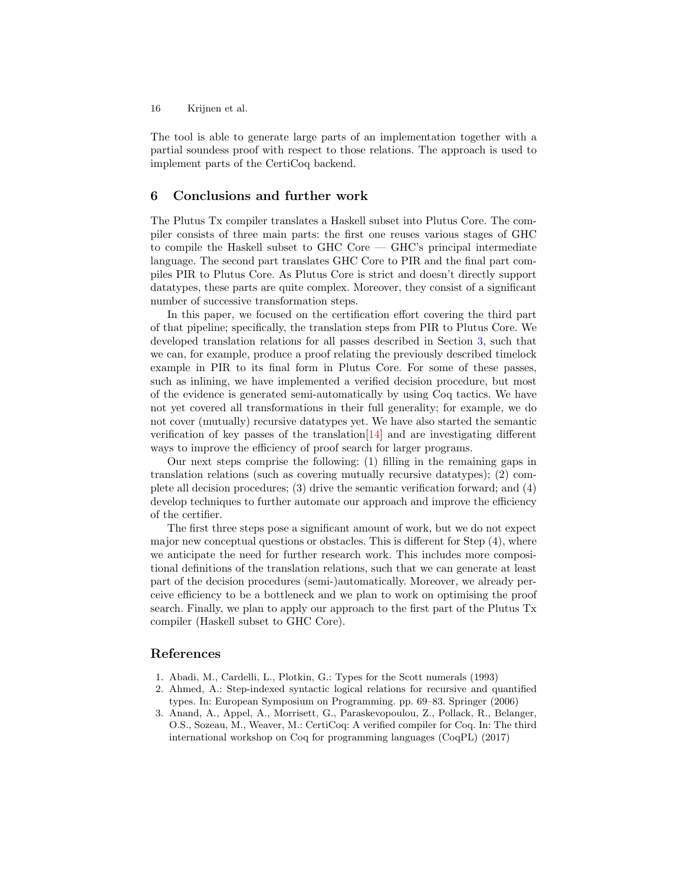The tool is able to generate large parts of an implementation together with a partial soundess proof with respect to those relations. The approach is used to implement parts of the CertiCoq backend.

## 6 Conclusions and further work

The Plutus Tx compiler translates a Haskell subset into Plutus Core. The compiler consists of three main parts: the first one reuses various stages of GHC to compile the Haskell subset to GHC Core — GHC's principal intermediate language. The second part translates GHC Core to PIR and the final part compiles PIR to Plutus Core. As Plutus Core is strict and doesn't directly support datatypes, these parts are quite complex. Moreover, they consist of a significant number of successive transformation steps.

In this paper, we focused on the certification effort covering the third part of that pipeline; specifically, the translation steps from PIR to Plutus Core. We developed translation relations for all passes described in Section 3, such that we can, for example, produce a proof relating the previously described timelock example in PIR to its final form in Plutus Core. For some of these passes, such as inlining, we have implemented a verified decision procedure, but most of the evidence is generated semi-automatically by using Coq tactics. We have not yet covered all transformations in their full generality; for example, we do not cover (mutually) recursive datatypes yet. We have also started the semantic verification of key passes of the translation[14] and are investigating different ways to improve the efficiency of proof search for larger programs.

Our next steps comprise the following: (1) filling in the remaining gaps in translation relations (such as covering mutually recursive datatypes); (2) complete all decision procedures; (3) drive the semantic verification forward; and (4) develop techniques to further automate our approach and improve the efficiency of the certifier.

The first three steps pose a significant amount of work, but we do not expect major new conceptual questions or obstacles. This is different for Step (4), where we anticipate the need for further research work. This includes more compositional definitions of the translation relations, such that we can generate at least part of the decision procedures (semi-)automatically. Moreover, we already perceive efficiency to be a bottleneck and we plan to work on optimising the proof search. Finally, we plan to apply our approach to the first part of the Plutus Tx compiler (Haskell subset to GHC Core).

## References

1. Abadi, M., Cardelli, L., Plotkin, G.: Types for the Scott numerals (1993)
2. Ahmed, A.: Step-indexed syntactic logical relations for recursive and quantified types. In: European Symposium on Programming. pp. 69–83. Springer (2006)
3. Anand, A., Appel, A., Morrisett, G., Paraskevopoulou, Z., Pollack, R., Belanger, O.S., Sozeau, M., Weaver, M.: CertiCoq: A verified compiler for Coq. In: The third international workshop on Coq for programming languages (CoqPL) (2017)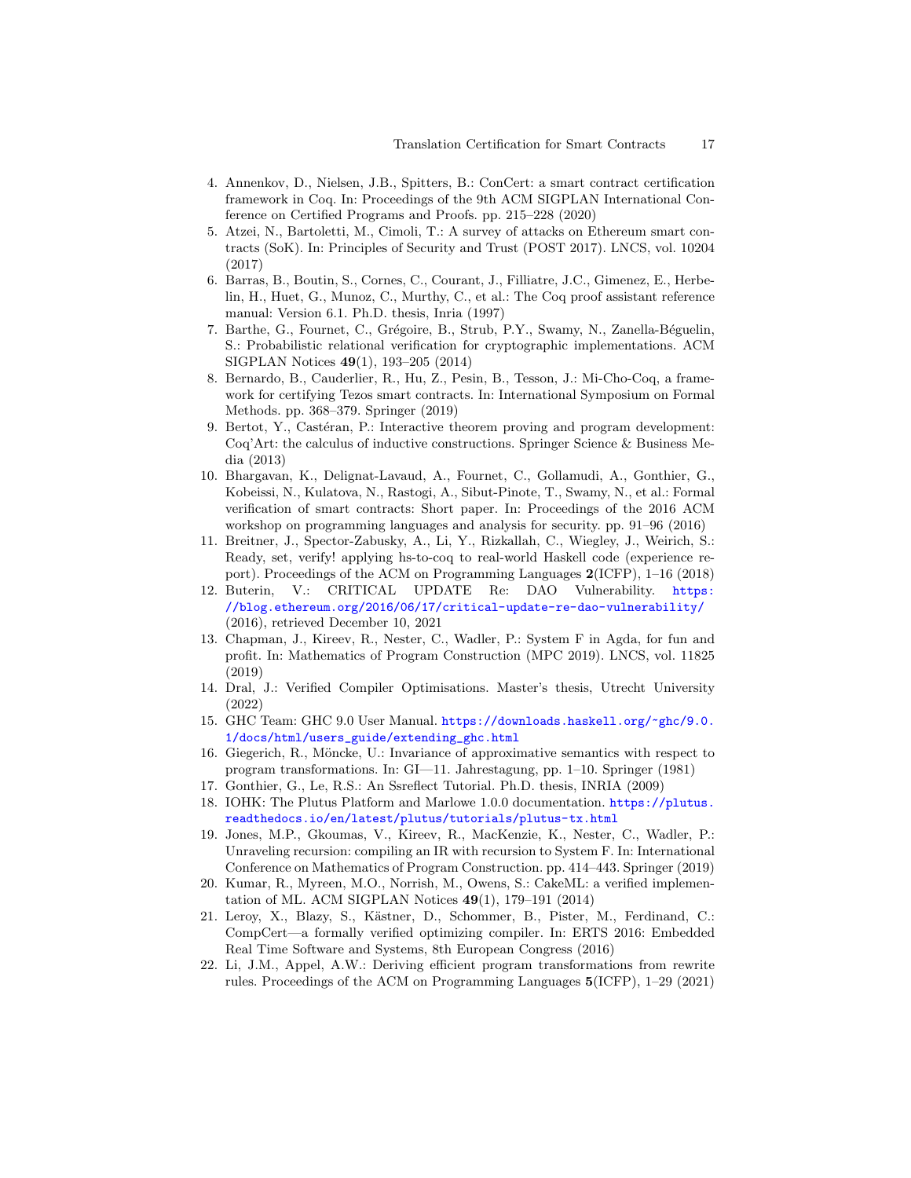4. Annenkov, D., Nielsen, J.B., Spitters, B.: ConCert: a smart contract certification framework in Coq. In: Proceedings of the 9th ACM SIGPLAN International Conference on Certified Programs and Proofs. pp. 215–228 (2020)
5. Atzei, N., Bartoletti, M., Cimoli, T.: A survey of attacks on Ethereum smart contracts (SoK). In: Principles of Security and Trust (POST 2017). LNCS, vol. 10204 (2017)
6. Barras, B., Boutin, S., Cornes, C., Courant, J., Filliatre, J.C., Gimenez, E., Herbelin, H., Huet, G., Munoz, C., Murthy, C., et al.: The Coq proof assistant reference manual: Version 6.1. Ph.D. thesis, Inria (1997)
7. Barthe, G., Fournet, C., Grégoire, B., Strub, P.Y., Swamy, N., Zanella-Béguelin, S.: Probabilistic relational verification for cryptographic implementations. ACM SIGPLAN Notices **49**(1), 193–205 (2014)
8. Bernardo, B., Cauderlier, R., Hu, Z., Pesin, B., Tesson, J.: Mi-Cho-Coq, a framework for certifying Tezos smart contracts. In: International Symposium on Formal Methods. pp. 368–379. Springer (2019)
9. Bertot, Y., Castéran, P.: Interactive theorem proving and program development: Coq'Art: the calculus of inductive constructions. Springer Science & Business Media (2013)
10. Bhargavan, K., Delignat-Lavaud, A., Fournet, C., Gollamudi, A., Gonthier, G., Kobeissi, N., Kulatova, N., Rastogi, A., Sibut-Pinote, T., Swamy, N., et al.: Formal verification of smart contracts: Short paper. In: Proceedings of the 2016 ACM workshop on programming languages and analysis for security. pp. 91–96 (2016)
11. Breitner, J., Spector-Zabusky, A., Li, Y., Rizkallah, C., Wiegley, J., Weirich, S.: Ready, set, verify! applying hs-to-coq to real-world Haskell code (experience report). Proceedings of the ACM on Programming Languages **2**(ICFP), 1–16 (2018)
12. Buterin, V.: CRITICAL UPDATE Re: DAO Vulnerability. https://blog.ethereum.org/2016/06/17/critical-update-re-dao-vulnerability/ (2016), retrieved December 10, 2021
13. Chapman, J., Kireev, R., Nester, C., Wadler, P.: System F in Agda, for fun and profit. In: Mathematics of Program Construction (MPC 2019). LNCS, vol. 11825 (2019)
14. Dral, J.: Verified Compiler Optimisations. Master's thesis, Utrecht University (2022)
15. GHC Team: GHC 9.0 User Manual. https://downloads.haskell.org/~ghc/9.0.1/docs/html/users_guide/extending_ghc.html
16. Giegerich, R., Möncke, U.: Invariance of approximative semantics with respect to program transformations. In: GI—11. Jahrestagung, pp. 1–10. Springer (1981)
17. Gonthier, G., Le, R.S.: An Ssreflect Tutorial. Ph.D. thesis, INRIA (2009)
18. IOHK: The Plutus Platform and Marlowe 1.0.0 documentation. https://plutus.readthedocs.io/en/latest/plutus/tutorials/plutus-tx.html
19. Jones, M.P., Gkoumas, V., Kireev, R., MacKenzie, K., Nester, C., Wadler, P.: Unraveling recursion: compiling an IR with recursion to System F. In: International Conference on Mathematics of Program Construction. pp. 414–443. Springer (2019)
20. Kumar, R., Myreen, M.O., Norrish, M., Owens, S.: CakeML: a verified implementation of ML. ACM SIGPLAN Notices **49**(1), 179–191 (2014)
21. Leroy, X., Blazy, S., Kästner, D., Schommer, B., Pister, M., Ferdinand, C.: CompCert—a formally verified optimizing compiler. In: ERTS 2016: Embedded Real Time Software and Systems, 8th European Congress (2016)
22. Li, J.M., Appel, A.W.: Deriving efficient program transformations from rewrite rules. Proceedings of the ACM on Programming Languages **5**(ICFP), 1–29 (2021)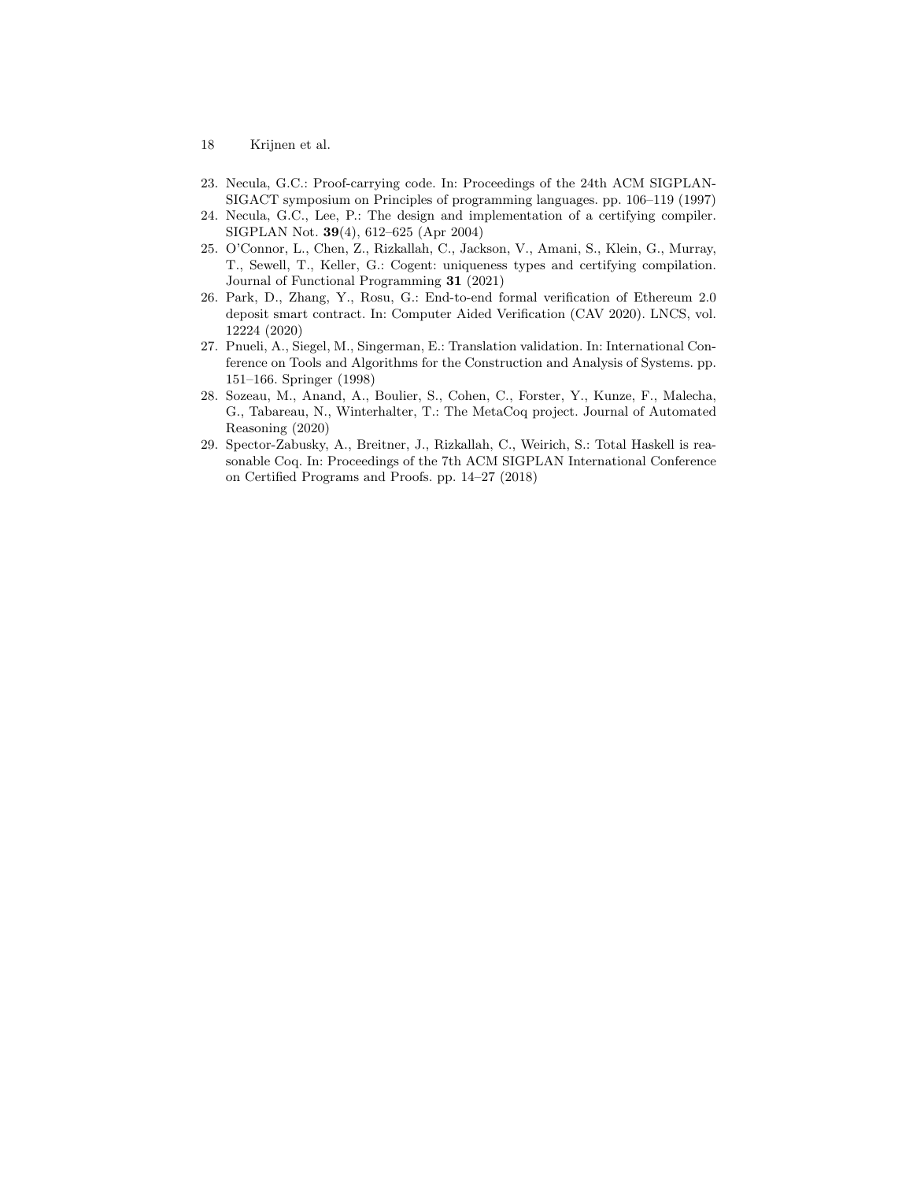23. Necula, G.C.: Proof-carrying code. In: Proceedings of the 24th ACM SIGPLAN-SIGACT symposium on Principles of programming languages. pp. 106–119 (1997)
24. Necula, G.C., Lee, P.: The design and implementation of a certifying compiler. SIGPLAN Not. **39**(4), 612–625 (Apr 2004)
25. O'Connor, L., Chen, Z., Rizkallah, C., Jackson, V., Amani, S., Klein, G., Murray, T., Sewell, T., Keller, G.: Cogent: uniqueness types and certifying compilation. Journal of Functional Programming **31** (2021)
26. Park, D., Zhang, Y., Rosu, G.: End-to-end formal verification of Ethereum 2.0 deposit smart contract. In: Computer Aided Verification (CAV 2020). LNCS, vol. 12224 (2020)
27. Pnueli, A., Siegel, M., Singerman, E.: Translation validation. In: International Conference on Tools and Algorithms for the Construction and Analysis of Systems. pp. 151–166. Springer (1998)
28. Sozeau, M., Anand, A., Boulier, S., Cohen, C., Forster, Y., Kunze, F., Malecha, G., Tabareau, N., Winterhalter, T.: The MetaCoq project. Journal of Automated Reasoning (2020)
29. Spector-Zabusky, A., Breitner, J., Rizkallah, C., Weirich, S.: Total Haskell is reasonable Coq. In: Proceedings of the 7th ACM SIGPLAN International Conference on Certified Programs and Proofs. pp. 14–27 (2018)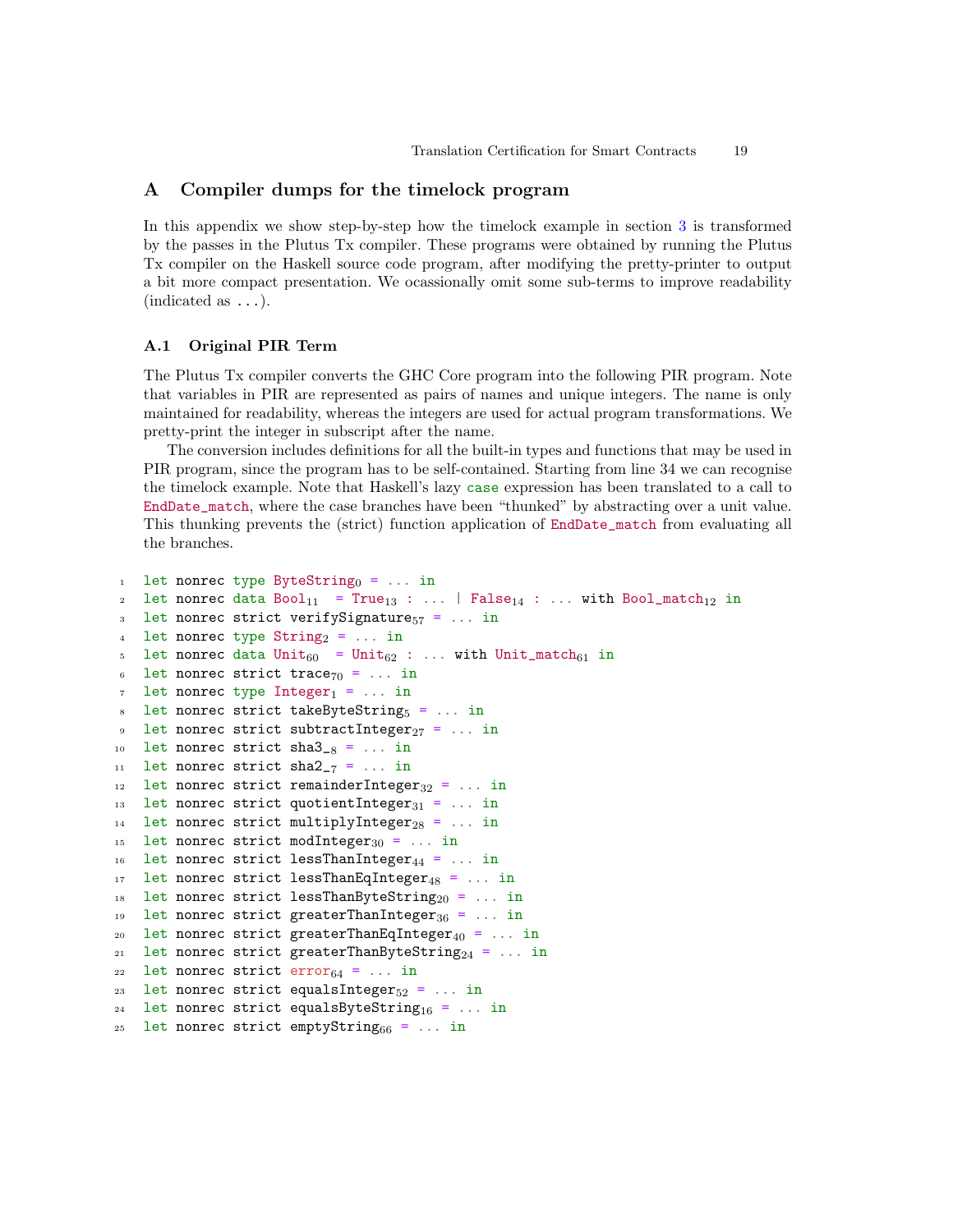## A Compiler dumps for the timelock program

In this appendix we show step-by-step how the timelock example in section 3 is transformed by the passes in the Plutus Tx compiler. These programs were obtained by running the Plutus Tx compiler on the Haskell source code program, after modifying the pretty-printer to output a bit more compact presentation. We ocassionally omit some sub-terms to improve readability (indicated as ...).

### A.1 Original PIR Term

The Plutus Tx compiler converts the GHC Core program into the following PIR program. Note that variables in PIR are represented as pairs of names and unique integers. The name is only maintained for readability, whereas the integers are used for actual program transformations. We pretty-print the integer in subscript after the name.

The conversion includes definitions for all the built-in types and functions that may be used in PIR program, since the program has to be self-contained. Starting from line 34 we can recognise the timelock example. Note that Haskell's lazy `case` expression has been translated to a call to `EndDate_match`, where the case branches have been "thunked" by abstracting over a unit value. This thunking prevents the (strict) function application of `EndDate_match` from evaluating all the branches.

```
1  let nonrec type ByteString_0 = ... in
2  let nonrec data Bool_11  = True_13 : ... | False_14 : ... with Bool_match_12 in
3  let nonrec strict verifySignature_57 = ... in
4  let nonrec type String_2 = ... in
5  let nonrec data Unit_60  = Unit_62 : ... with Unit_match_61 in
6  let nonrec strict trace_70 = ... in
7  let nonrec type Integer_1 = ... in
8  let nonrec strict takeByteString_5 = ... in
9  let nonrec strict subtractInteger_27 = ... in
10 let nonrec strict sha3__8 = ... in
11 let nonrec strict sha2__7 = ... in
12 let nonrec strict remainderInteger_32 = ... in
13 let nonrec strict quotientInteger_31 = ... in
14 let nonrec strict multiplyInteger_28 = ... in
15 let nonrec strict modInteger_30 = ... in
16 let nonrec strict lessThanInteger_44 = ... in
17 let nonrec strict lessThanEqInteger_48 = ... in
18 let nonrec strict lessThanByteString_20 = ... in
19 let nonrec strict greaterThanInteger_36 = ... in
20 let nonrec strict greaterThanEqInteger_40 = ... in
21 let nonrec strict greaterThanByteString_24 = ... in
22 let nonrec strict error_64 = ... in
23 let nonrec strict equalsInteger_52 = ... in
24 let nonrec strict equalsByteString_16 = ... in
25 let nonrec strict emptyString_66 = ... in
```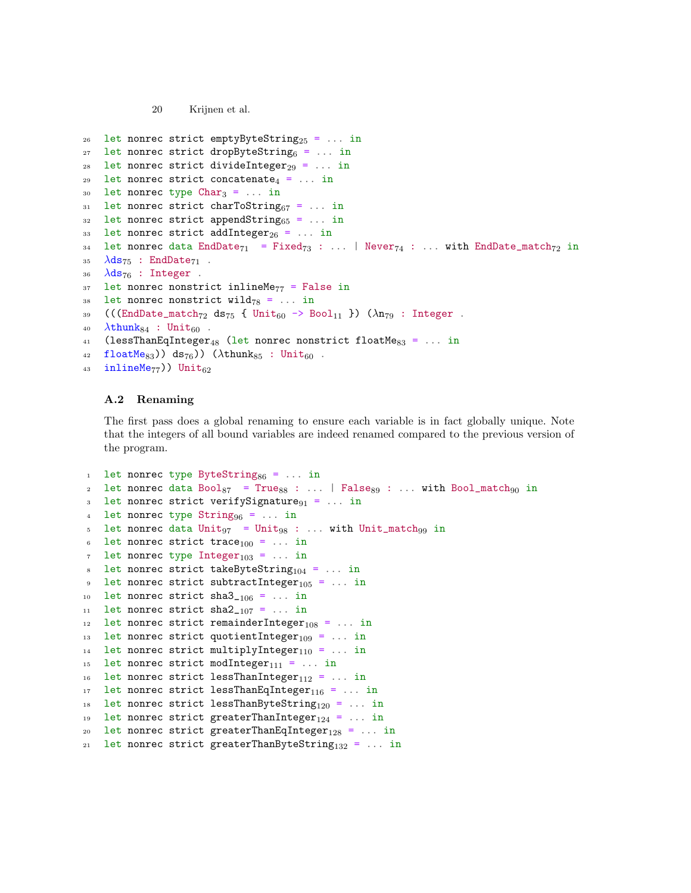```
26  let nonrec strict emptyByteString25 = ... in
27  let nonrec strict dropByteString6 = ... in
28  let nonrec strict divideInteger29 = ... in
29  let nonrec strict concatenate4 = ... in
30  let nonrec type Char3 = ... in
31  let nonrec strict charToString67 = ... in
32  let nonrec strict appendString65 = ... in
33  let nonrec strict addInteger26 = ... in
34  let nonrec data EndDate71  = Fixed73 : ... | Never74 : ... with EndDate_match72 in
35  λds75 : EndDate71 .
36  λds76 : Integer .
37  let nonrec nonstrict inlineMe77 = False in
38  let nonrec nonstrict wild78 = ... in
39  (((EndDate_match72 ds75 { Unit60 -> Bool11 }) (λn79 : Integer .
40  λthunk84 : Unit60 .
41  (lessThanEqInteger48 (let nonrec nonstrict floatMe83 = ... in
42  floatMe83)) ds76)) (λthunk85 : Unit60 .
43  inlineMe77)) Unit62
```

### A.2 Renaming

The first pass does a global renaming to ensure each variable is in fact globally unique. Note that the integers of all bound variables are indeed renamed compared to the previous version of the program.

```
1   let nonrec type ByteString86 = ... in
2   let nonrec data Bool87  = True88 : ... | False89 : ... with Bool_match90 in
3   let nonrec strict verifySignature91 = ... in
4   let nonrec type String96 = ... in
5   let nonrec data Unit97  = Unit98 : ... with Unit_match99 in
6   let nonrec strict trace100 = ... in
7   let nonrec type Integer103 = ... in
8   let nonrec strict takeByteString104 = ... in
9   let nonrec strict subtractInteger105 = ... in
10  let nonrec strict sha3_106 = ... in
11  let nonrec strict sha2_107 = ... in
12  let nonrec strict remainderInteger108 = ... in
13  let nonrec strict quotientInteger109 = ... in
14  let nonrec strict multiplyInteger110 = ... in
15  let nonrec strict modInteger111 = ... in
16  let nonrec strict lessThanInteger112 = ... in
17  let nonrec strict lessThanEqInteger116 = ... in
18  let nonrec strict lessThanByteString120 = ... in
19  let nonrec strict greaterThanInteger124 = ... in
20  let nonrec strict greaterThanEqInteger128 = ... in
21  let nonrec strict greaterThanByteString132 = ... in
```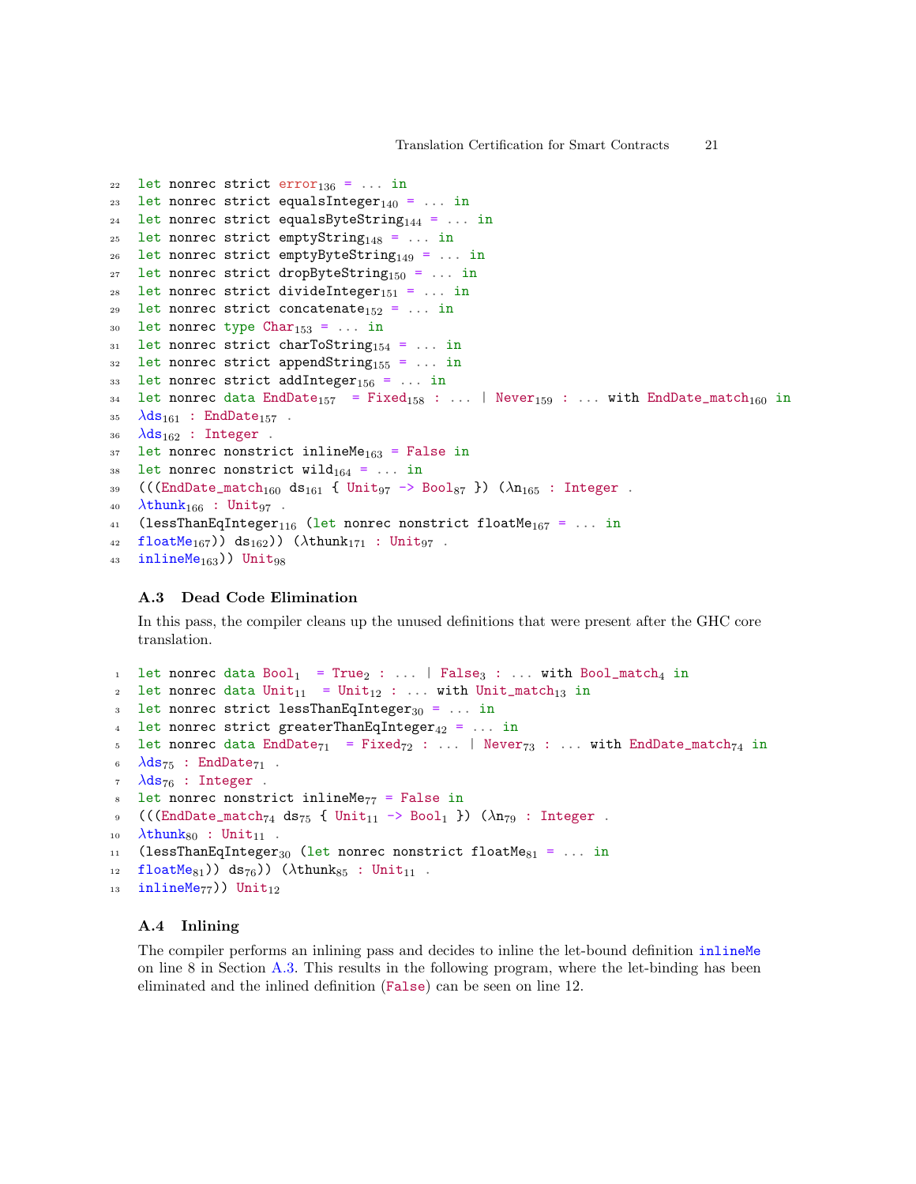```
22  let nonrec strict error136 = ... in
23  let nonrec strict equalsInteger140 = ... in
24  let nonrec strict equalsByteString144 = ... in
25  let nonrec strict emptyString148 = ... in
26  let nonrec strict emptyByteString149 = ... in
27  let nonrec strict dropByteString150 = ... in
28  let nonrec strict divideInteger151 = ... in
29  let nonrec strict concatenate152 = ... in
30  let nonrec type Char153 = ... in
31  let nonrec strict charToString154 = ... in
32  let nonrec strict appendString155 = ... in
33  let nonrec strict addInteger156 = ... in
34  let nonrec data EndDate157  = Fixed158 : ... | Never159 : ... with EndDate_match160 in
35  λds161 : EndDate157 .
36  λds162 : Integer .
37  let nonrec nonstrict inlineMe163 = False in
38  let nonrec nonstrict wild164 = ... in
39  (((EndDate_match160 ds161 { Unit97 -> Bool87 }) (λn165 : Integer .
40  λthunk166 : Unit97 .
41  (lessThanEqInteger116 (let nonrec nonstrict floatMe167 = ... in
42  floatMe167)) ds162)) (λthunk171 : Unit97 .
43  inlineMe163)) Unit98
```

### A.3 Dead Code Elimination

In this pass, the compiler cleans up the unused definitions that were present after the GHC core translation.

```
1   let nonrec data Bool1  = True2 : ... | False3 : ... with Bool_match4 in
2   let nonrec data Unit11  = Unit12 : ... with Unit_match13 in
3   let nonrec strict lessThanEqInteger30 = ... in
4   let nonrec strict greaterThanEqInteger42 = ... in
5   let nonrec data EndDate71  = Fixed72 : ... | Never73 : ... with EndDate_match74 in
6   λds75 : EndDate71 .
7   λds76 : Integer .
8   let nonrec nonstrict inlineMe77 = False in
9   (((EndDate_match74 ds75 { Unit11 -> Bool1 }) (λn79 : Integer .
10  λthunk80 : Unit11 .
11  (lessThanEqInteger30 (let nonrec nonstrict floatMe81 = ... in
12  floatMe81)) ds76)) (λthunk85 : Unit11 .
13  inlineMe77)) Unit12
```

### A.4 Inlining

The compiler performs an inlining pass and decides to inline the let-bound definition inlineMe on line 8 in Section A.3. This results in the following program, where the let-binding has been eliminated and the inlined definition (False) can be seen on line 12.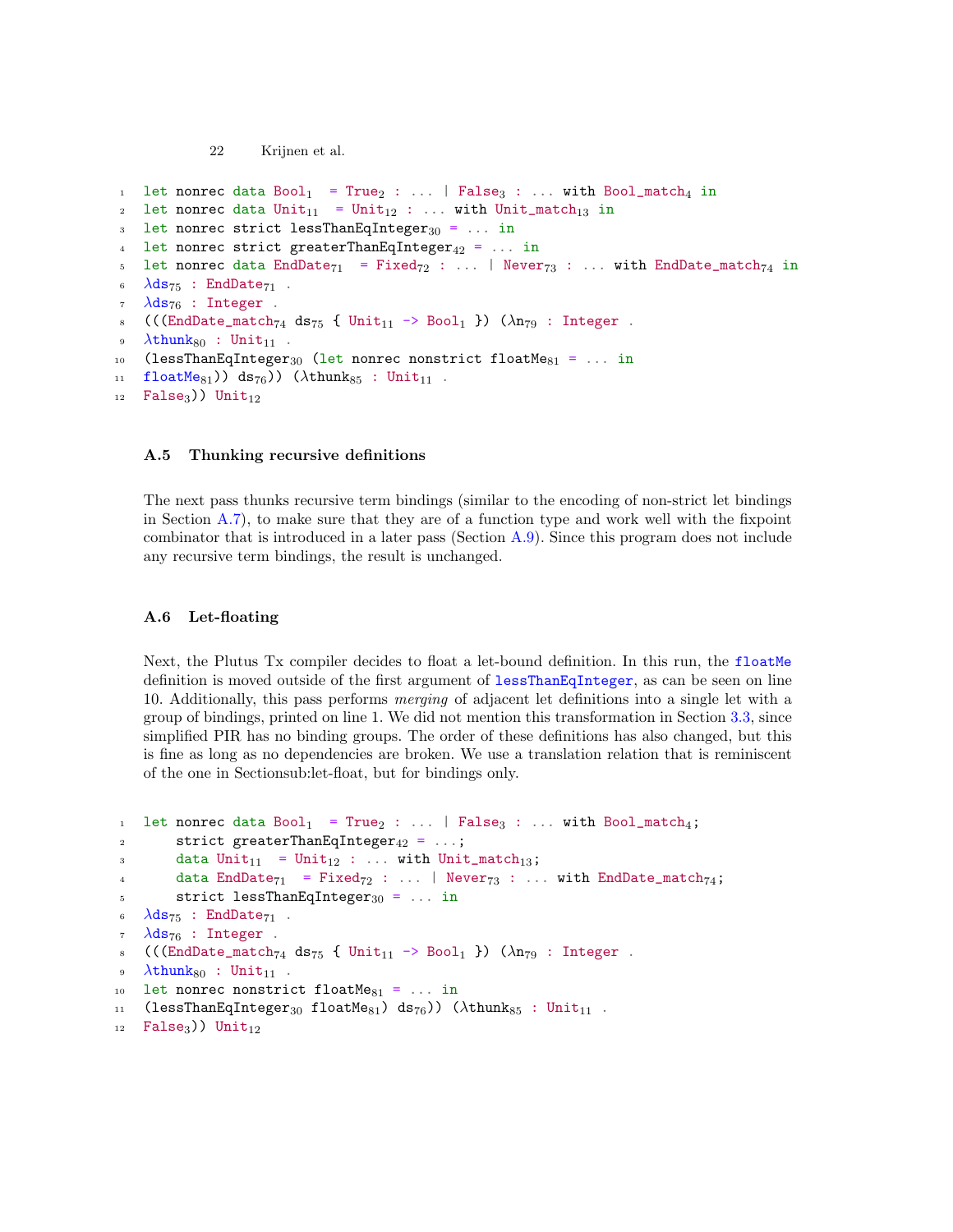```
let nonrec data Bool_1  = True_2 : ... | False_3 : ... with Bool_match_4 in
let nonrec data Unit_11  = Unit_12 : ... with Unit_match_13 in
let nonrec strict lessThanEqInteger_30 = ... in
let nonrec strict greaterThanEqInteger_42 = ... in
let nonrec data EndDate_71  = Fixed_72 : ... | Never_73 : ... with EndDate_match_74 in
λds_75 : EndDate_71 .
λds_76 : Integer .
(((EndDate_match_74 ds_75 { Unit_11 -> Bool_1 }) (λn_79 : Integer .
λthunk_80 : Unit_11 .
(lessThanEqInteger_30 (let nonrec nonstrict floatMe_81 = ... in
floatMe_81)) ds_76)) (λthunk_85 : Unit_11 .
False_3)) Unit_12
```

### A.5 Thunking recursive definitions

The next pass thunks recursive term bindings (similar to the encoding of non-strict let bindings in Section A.7), to make sure that they are of a function type and work well with the fixpoint combinator that is introduced in a later pass (Section A.9). Since this program does not include any recursive term bindings, the result is unchanged.

### A.6 Let-floating

Next, the Plutus Tx compiler decides to float a let-bound definition. In this run, the floatMe definition is moved outside of the first argument of lessThanEqInteger, as can be seen on line 10. Additionally, this pass performs *merging* of adjacent let definitions into a single let with a group of bindings, printed on line 1. We did not mention this transformation in Section 3.3, since simplified PIR has no binding groups. The order of these definitions has also changed, but this is fine as long as no dependencies are broken. We use a translation relation that is reminiscent of the one in Sectionsub:let-float, but for bindings only.

```
let nonrec data Bool_1  = True_2 : ... | False_3 : ... with Bool_match_4;
    strict greaterThanEqInteger_42 = ...;
    data Unit_11  = Unit_12 : ... with Unit_match_13;
    data EndDate_71  = Fixed_72 : ... | Never_73 : ... with EndDate_match_74;
    strict lessThanEqInteger_30 = ... in
λds_75 : EndDate_71 .
λds_76 : Integer .
(((EndDate_match_74 ds_75 { Unit_11 -> Bool_1 }) (λn_79 : Integer .
λthunk_80 : Unit_11 .
let nonrec nonstrict floatMe_81 = ... in
(lessThanEqInteger_30 floatMe_81) ds_76)) (λthunk_85 : Unit_11 .
False_3)) Unit_12
```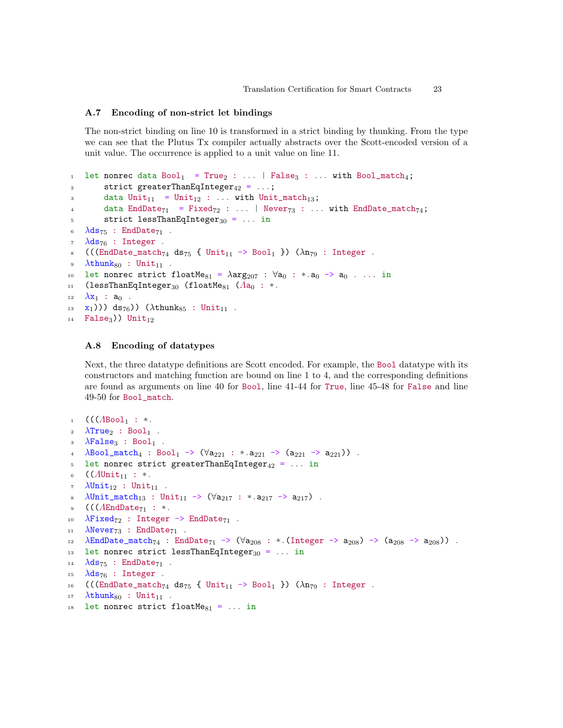### A.7 Encoding of non-strict let bindings

The non-strict binding on line 10 is transformed in a strict binding by thunking. From the type we can see that the Plutus Tx compiler actually abstracts over the Scott-encoded version of a unit value. The occurrence is applied to a unit value on line 11.

```
1  let nonrec data Bool1  = True2 : ... | False3 : ... with Bool_match4;
2      strict greaterThanEqInteger42 = ...;
3      data Unit11  = Unit12 : ... with Unit_match13;
4      data EndDate71  = Fixed72 : ... | Never73 : ... with EndDate_match74;
5      strict lessThanEqInteger30 = ... in
6  λds75 : EndDate71 .
7  λds76 : Integer .
8  (((EndDate_match74 ds75 { Unit11 -> Bool1 }) (λn79 : Integer .
9  λthunk80 : Unit11 .
10 let nonrec strict floatMe81 = λarg207 : ∀a0 : *.a0 -> a0 . ... in
11 (lessThanEqInteger30 (floatMe81 (Λa0 : *.
12 λx1 : a0 .
13 x1))) ds76)) (λthunk85 : Unit11 .
14 False3)) Unit12
```

### A.8 Encoding of datatypes

Next, the three datatype definitions are Scott encoded. For example, the `Bool` datatype with its constructors and matching function are bound on line 1 to 4, and the corresponding definitions are found as arguments on line 40 for `Bool`, line 41-44 for `True`, line 45-48 for `False` and line 49-50 for `Bool_match`.

```
1  (((ΛBool1 : *.
2  λTrue2 : Bool1 .
3  λFalse3 : Bool1 .
4  λBool_match4 : Bool1 -> (∀a221 : *.a221 -> (a221 -> a221)) .
5  let nonrec strict greaterThanEqInteger42 = ... in
6  ((ΛUnit11 : *.
7  λUnit12 : Unit11 .
8  λUnit_match13 : Unit11 -> (∀a217 : *.a217 -> a217) .
9  (((ΛEndDate71 : *.
10 λFixed72 : Integer -> EndDate71 .
11 λNever73 : EndDate71 .
12 λEndDate_match74 : EndDate71 -> (∀a208 : *.(Integer -> a208) -> (a208 -> a208)) .
13 let nonrec strict lessThanEqInteger30 = ... in
14 λds75 : EndDate71 .
15 λds76 : Integer .
16 (((EndDate_match74 ds75 { Unit11 -> Bool1 }) (λn79 : Integer .
17 λthunk80 : Unit11 .
18 let nonrec strict floatMe81 = ... in
```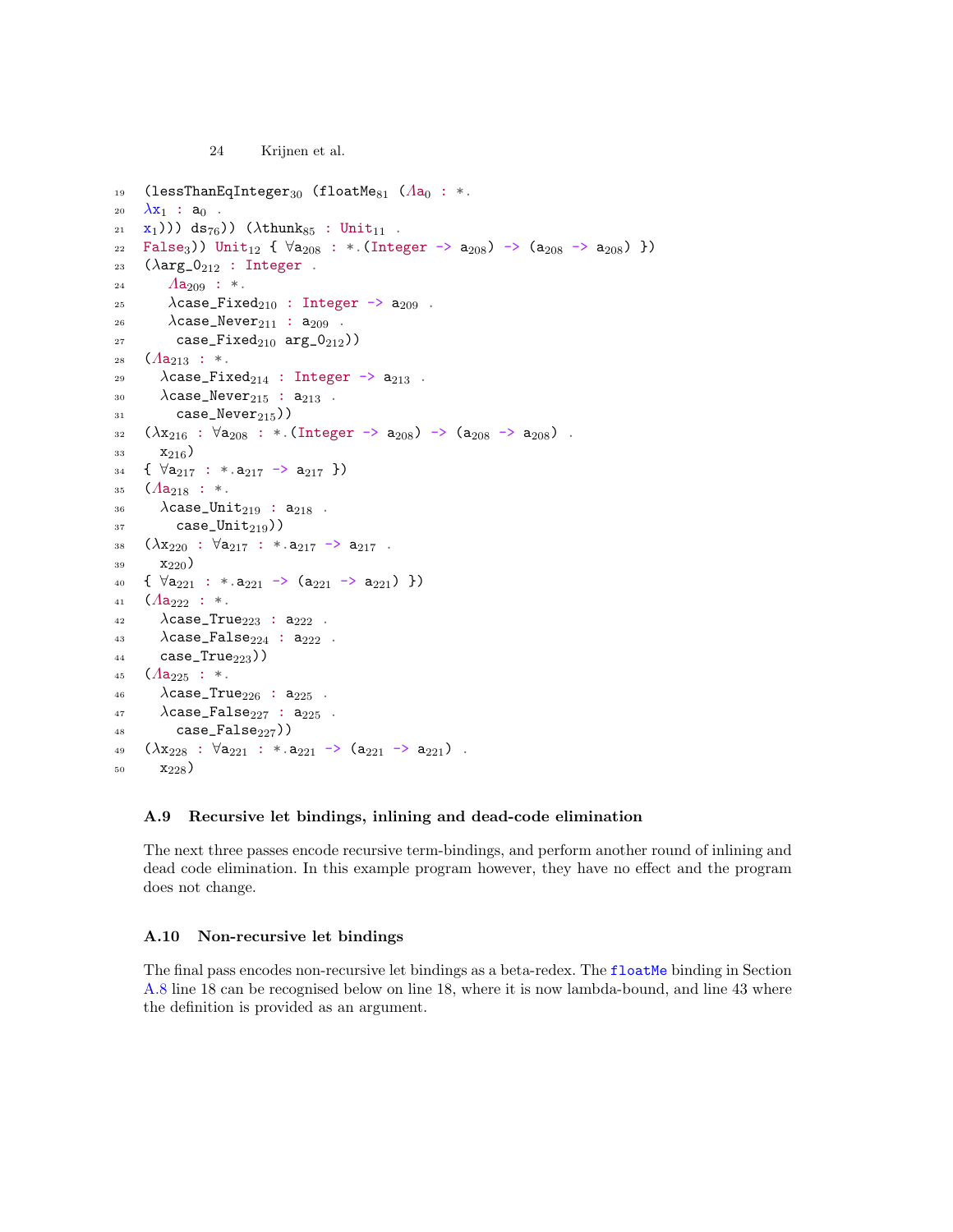```
19  (lessThanEqInteger30 (floatMe81 (Λa0 : *.
20  λx1 : a0 .
21  x1))) ds76)) (λthunk85 : Unit11 .
22  False3)) Unit12 { ∀a208 : *.(Integer -> a208) -> (a208 -> a208) })
23  (λarg_0212 : Integer .
24     Λa209 : *.
25     λcase_Fixed210 : Integer -> a209 .
26     λcase_Never211 : a209 .
27      case_Fixed210 arg_0212))
28  (Λa213 : *.
29    λcase_Fixed214 : Integer -> a213 .
30    λcase_Never215 : a213 .
31      case_Never215))
32  (λx216 : ∀a208 : *.(Integer -> a208) -> (a208 -> a208) .
33    x216)
34  { ∀a217 : *.a217 -> a217 })
35  (Λa218 : *.
36    λcase_Unit219 : a218 .
37      case_Unit219))
38  (λx220 : ∀a217 : *.a217 -> a217 .
39    x220)
40  { ∀a221 : *.a221 -> (a221 -> a221) })
41  (Λa222 : *.
42    λcase_True223 : a222 .
43    λcase_False224 : a222 .
44    case_True223))
45  (Λa225 : *.
46    λcase_True226 : a225 .
47    λcase_False227 : a225 .
48      case_False227))
49  (λx228 : ∀a221 : *.a221 -> (a221 -> a221) .
50    x228)
```

### A.9 Recursive let bindings, inlining and dead-code elimination

The next three passes encode recursive term-bindings, and perform another round of inlining and dead code elimination. In this example program however, they have no effect and the program does not change.

### A.10 Non-recursive let bindings

The final pass encodes non-recursive let bindings as a beta-redex. The `floatMe` binding in Section A.8 line 18 can be recognised below on line 18, where it is now lambda-bound, and line 43 where the definition is provided as an argument.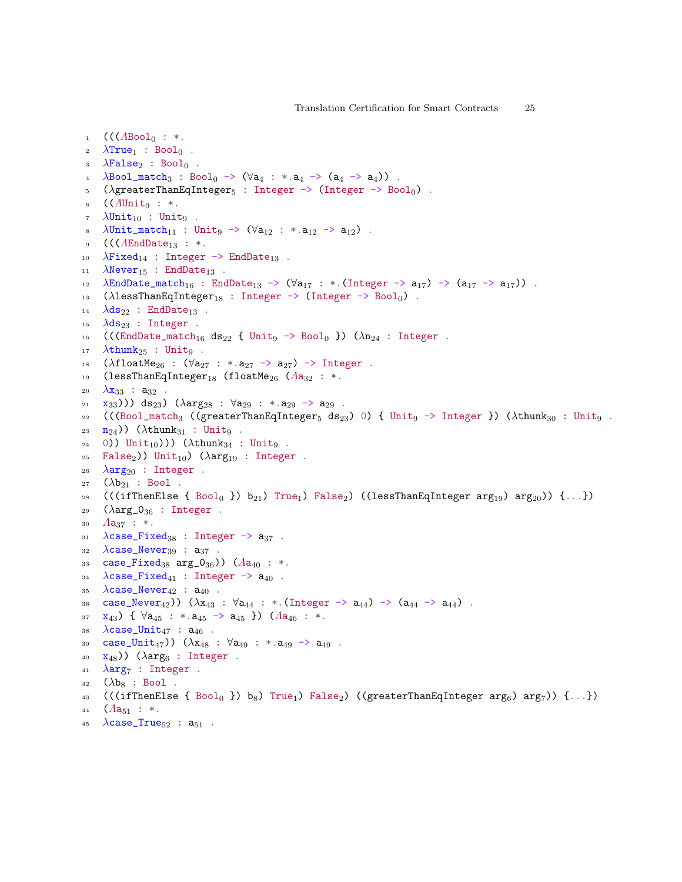```
1  (((ΛBool₀ : *.
2  λTrue₁ : Bool₀ .
3  λFalse₂ : Bool₀ .
4  λBool_match₃ : Bool₀ -> (∀a₄ : *.a₄ -> (a₄ -> a₄)) .
5  (λgreaterThanEqInteger₅ : Integer -> (Integer -> Bool₀) .
6  ((ΛUnit₉ : *.
7  λUnit₁₀ : Unit₉ .
8  λUnit_match₁₁ : Unit₉ -> (∀a₁₂ : *.a₁₂ -> a₁₂) .
9  (((ΛEndDate₁₃ : *.
10 λFixed₁₄ : Integer -> EndDate₁₃ .
11 λNever₁₅ : EndDate₁₃ .
12 λEndDate_match₁₆ : EndDate₁₃ -> (∀a₁₇ : *.(Integer -> a₁₇) -> (a₁₇ -> a₁₇)) .
13 (λlessThanEqInteger₁₈ : Integer -> (Integer -> Bool₀) .
14 λds₂₂ : EndDate₁₃ .
15 λds₂₃ : Integer .
16 (((EndDate_match₁₆ ds₂₂ { Unit₉ -> Bool₀ }) (λn₂₄ : Integer .
17 λthunk₂₅ : Unit₉ .
18 (λfloatMe₂₆ : (∀a₂₇ : *.a₂₇ -> a₂₇) -> Integer .
19 (lessThanEqInteger₁₈ (floatMe₂₆ (Λa₃₂ : *.
20 λx₃₃ : a₃₂ .
21 x₃₃))) ds₂₃) (λarg₂₈ : ∀a₂₉ : *.a₂₉ -> a₂₉ .
22 (((Bool_match₃ ((greaterThanEqInteger₅ ds₂₃) 0) { Unit₉ -> Integer }) (λthunk₃₀ : Unit₉ .
23 n₂₄)) (λthunk₃₁ : Unit₉ .
24 0)) Unit₁₀))) (λthunk₃₄ : Unit₉ .
25 False₂)) Unit₁₀) (λarg₁₉ : Integer .
26 λarg₂₀ : Integer .
27 (λb₂₁ : Bool .
28 (((ifThenElse { Bool₀ }) b₂₁) True₁) False₂) ((lessThanEqInteger arg₁₉) arg₂₀)) {...})
29 (λarg_0₃₆ : Integer .
30 Λa₃₇ : *.
31 λcase_Fixed₃₈ : Integer -> a₃₇ .
32 λcase_Never₃₉ : a₃₇ .
33 case_Fixed₃₈ arg_0₃₆)) (Λa₄₀ : *.
34 λcase_Fixed₄₁ : Integer -> a₄₀ .
35 λcase_Never₄₂ : a₄₀ .
36 case_Never₄₂)) (λx₄₃ : ∀a₄₄ : *.(Integer -> a₄₄) -> (a₄₄ -> a₄₄) .
37 x₄₃) { ∀a₄₅ : *.a₄₅ -> a₄₅ }) (Λa₄₆ : *.
38 λcase_Unit₄₇ : a₄₆ .
39 case_Unit₄₇)) (λx₄₈ : ∀a₄₉ : *.a₄₉ -> a₄₉ .
40 x₄₈)) (λarg₆ : Integer .
41 λarg₇ : Integer .
42 (λb₈ : Bool .
43 (((ifThenElse { Bool₀ }) b₈) True₁) False₂) ((greaterThanEqInteger arg₆) arg₇)) {...})
44 (Λa₅₁ : *.
45 λcase_True₅₂ : a₅₁ .
```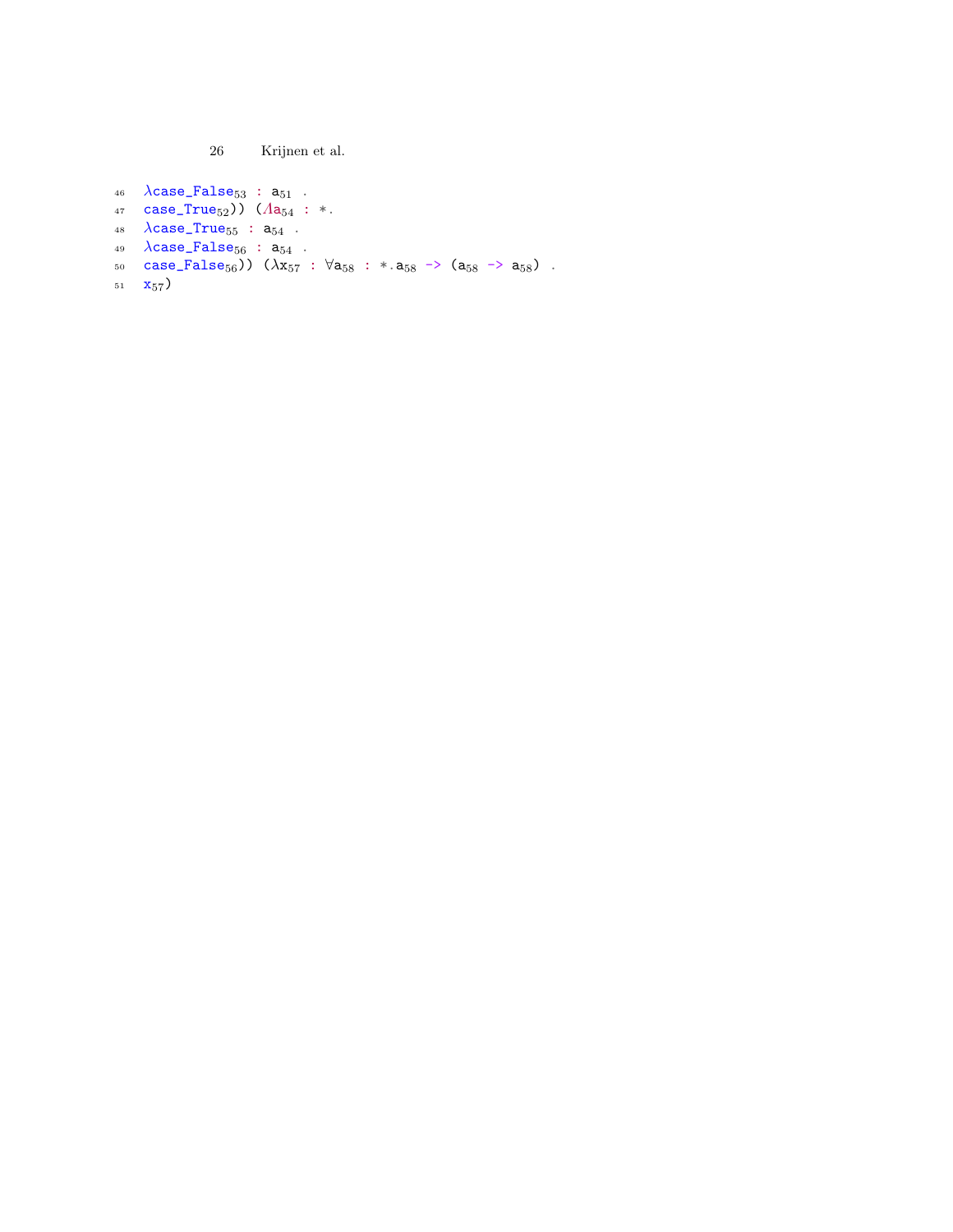```
46  λcase_False53 : a51 .
47  case_True52)) (Λa54 : *.
48  λcase_True55 : a54 .
49  λcase_False56 : a54 .
50  case_False56)) (λx57 : ∀a58 : *.a58 -> (a58 -> a58) .
51  x57)
```